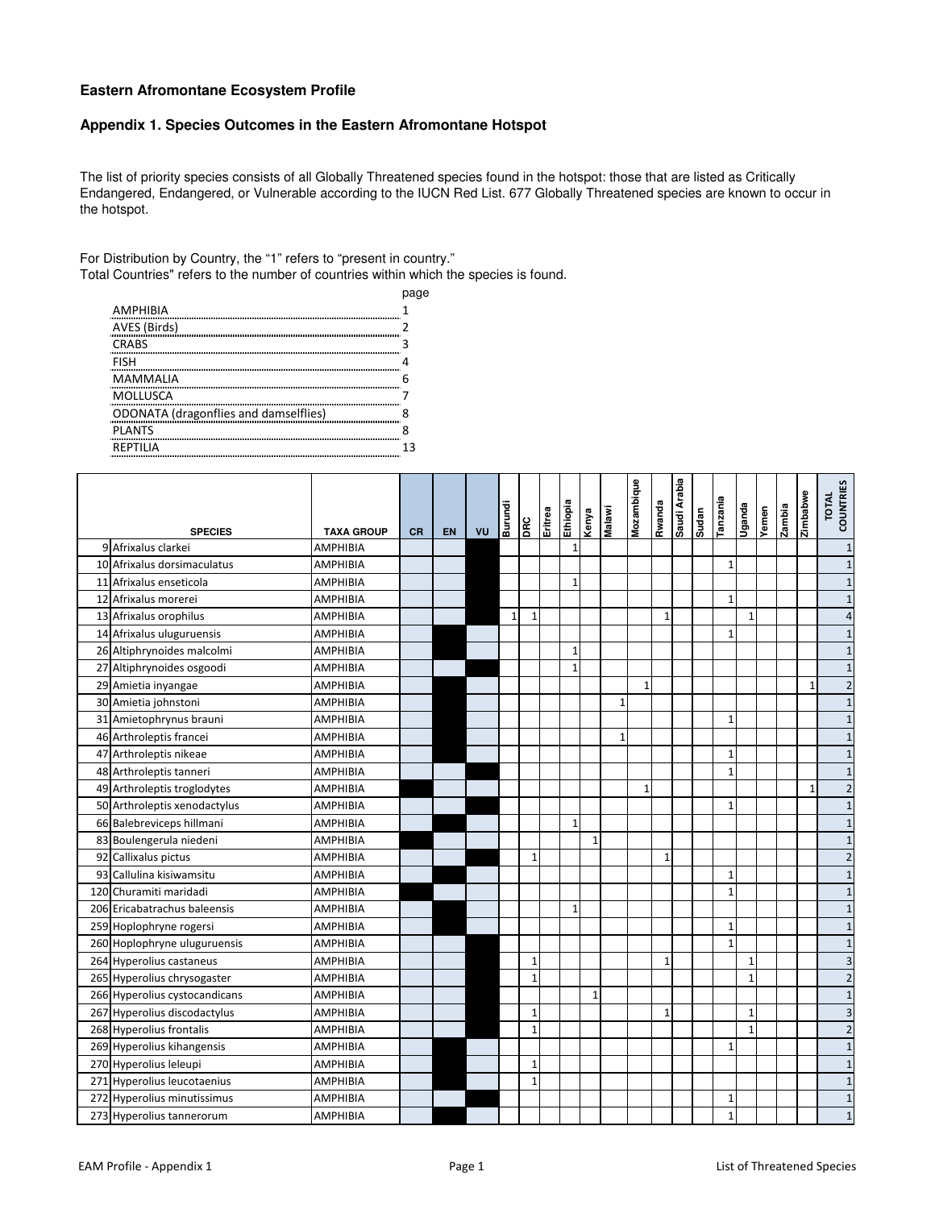**Eastern Afromontane Ecosystem Profile**

**Appendix 1. Species Outcomes in the Eastern Afromontane Hotspot**

The list of priority species consists of all Globally Threatened species found in the hotspot: those that are listed as Critically Endangered, Endangered, or Vulnerable according to the IUCN Red List. 677 Globally Threatened species are known to occur in the hotspot.

For Distribution by Country, the "1" refers to "present in country."
Total Countries" refers to the number of countries within which the species is found.

| | page |
|---|---|
| AMPHIBIA | 1 |
| AVES (Birds) | 2 |
| CRABS | 3 |
| FISH | 4 |
| MAMMALIA | 6 |
| MOLLUSCA | 7 |
| ODONATA (dragonflies and damselflies) | 8 |
| PLANTS | 8 |
| REPTILIA | 13 |

| | SPECIES | TAXA GROUP | CR | EN | VU | Burundi | DRC | Eritrea | Ethiopia | Kenya | Malawi | Mozambique | Rwanda | Saudi Arabia | Sudan | Tanzania | Uganda | Yemen | Zambia | Zimbabwe | TOTAL COUNTRIES |
|---|---|---|---|---|---|---|---|---|---|---|---|---|---|---|---|---|---|---|---|---|---|
| 9 | Afrixalus clarkei | AMPHIBIA | | | X | | | | 1 | | | | | | | | | | | | 1 |
| 10 | Afrixalus dorsimaculatus | AMPHIBIA | | | X | | | | | | | | | | | 1 | | | | | 1 |
| 11 | Afrixalus enseticola | AMPHIBIA | | | X | | | | 1 | | | | | | | | | | | | 1 |
| 12 | Afrixalus morerei | AMPHIBIA | | | X | | | | | | | | | | | 1 | | | | | 1 |
| 13 | Afrixalus orophilus | AMPHIBIA | | | X | 1 | 1 | | | | | | 1 | | | | 1 | | | | 4 |
| 14 | Afrixalus uluguruensis | AMPHIBIA | | | X | | | | | | | | | | | 1 | | | | | 1 |
| 26 | Altiphrynoides malcolmi | AMPHIBIA | | X | | | | | 1 | | | | | | | | | | | | 1 |
| 27 | Altiphrynoides osgoodi | AMPHIBIA | | | X | | | | 1 | | | | | | | | | | | | 1 |
| 29 | Amietia inyangae | AMPHIBIA | | X | | | | | | | | 1 | | | | | | | | 1 | 2 |
| 30 | Amietia johnstoni | AMPHIBIA | | X | | | | | | | 1 | | | | | | | | | | 1 |
| 31 | Amietophrynus brauni | AMPHIBIA | | X | | | | | | | | | | | | 1 | | | | | 1 |
| 46 | Arthroleptis francei | AMPHIBIA | | X | | | | | | | 1 | | | | | | | | | | 1 |
| 47 | Arthroleptis nikeae | AMPHIBIA | | X | | | | | | | | | | | | 1 | | | | | 1 |
| 48 | Arthroleptis tanneri | AMPHIBIA | | | X | | | | | | | | | | | 1 | | | | | 1 |
| 49 | Arthroleptis troglodytes | AMPHIBIA | X | | | | | | | | | 1 | | | | | | | | 1 | 2 |
| 50 | Arthroleptis xenodactylus | AMPHIBIA | | | X | | | | | | | | | | | 1 | | | | | 1 |
| 66 | Balebreviceps hillmani | AMPHIBIA | | X | | | | | 1 | | | | | | | | | | | | 1 |
| 83 | Boulengerula niedeni | AMPHIBIA | X | | | | | | | 1 | | | | | | | | | | | 1 |
| 92 | Callixalus pictus | AMPHIBIA | | | X | | 1 | | | | | | 1 | | | | | | | | 2 |
| 93 | Callulina kisiwamsitu | AMPHIBIA | | X | | | | | | | | | | | | 1 | | | | | 1 |
| 120 | Churamiti maridadi | AMPHIBIA | X | | | | | | | | | | | | | 1 | | | | | 1 |
| 206 | Ericabatrachus baleensis | AMPHIBIA | | X | | | | | 1 | | | | | | | | | | | | 1 |
| 259 | Hoplophryne rogersi | AMPHIBIA | | X | | | | | | | | | | | | 1 | | | | | 1 |
| 260 | Hoplophryne uluguruensis | AMPHIBIA | | | X | | | | | | | | | | | 1 | | | | | 1 |
| 264 | Hyperolius castaneus | AMPHIBIA | | | X | | 1 | | | | | | 1 | | | | 1 | | | | 3 |
| 265 | Hyperolius chrysogaster | AMPHIBIA | | | X | | 1 | | | | | | | | | | 1 | | | | 2 |
| 266 | Hyperolius cystocandicans | AMPHIBIA | | | X | | | | | 1 | | | | | | | | | | | 1 |
| 267 | Hyperolius discodactylus | AMPHIBIA | | | X | | 1 | | | | | | 1 | | | | 1 | | | | 3 |
| 268 | Hyperolius frontalis | AMPHIBIA | | | X | | 1 | | | | | | | | | | 1 | | | | 2 |
| 269 | Hyperolius kihangensis | AMPHIBIA | | X | | | | | | | | | | | | 1 | | | | | 1 |
| 270 | Hyperolius leleupi | AMPHIBIA | | X | | | 1 | | | | | | | | | | | | | | 1 |
| 271 | Hyperolius leucotaenius | AMPHIBIA | | X | | | 1 | | | | | | | | | | | | | | 1 |
| 272 | Hyperolius minutissimus | AMPHIBIA | | | X | | | | | | | | | | | 1 | | | | | 1 |
| 273 | Hyperolius tannerorum | AMPHIBIA | | X | | | | | | | | | | | | 1 | | | | | 1 |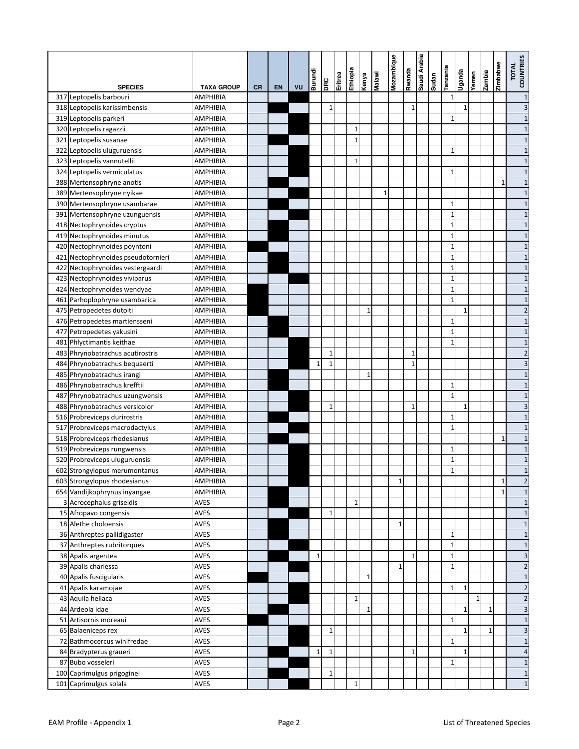| | SPECIES | TAXA GROUP | CR | EN | VU | Burundi | DRC | Eritrea | Ethiopia | Kenya | Malawi | Mozambique | Rwanda | Saudi Arabia | Sudan | Tanzania | Uganda | Yemen | Zambia | Zimbabwe | TOTAL COUNTRIES |
|---|---|---|---|---|---|---|---|---|---|---|---|---|---|---|---|---|---|---|---|---|---|
| 317 | Leptopelis barbouri | AMPHIBIA | | | X | | | | | | | | | | | 1 | | | | | 1 |
| 318 | Leptopelis karissimbensis | AMPHIBIA | | X | | | 1 | | | | | | 1 | | | | 1 | | | | 3 |
| 319 | Leptopelis parkeri | AMPHIBIA | | | X | | | | | | | | | | | 1 | | | | | 1 |
| 320 | Leptopelis ragazzii | AMPHIBIA | | | X | | | | 1 | | | | | | | | | | | | 1 |
| 321 | Leptopelis susanae | AMPHIBIA | | X | | | | | 1 | | | | | | | | | | | | 1 |
| 322 | Leptopelis uluguruensis | AMPHIBIA | | | X | | | | | | | | | | | 1 | | | | | 1 |
| 323 | Leptopelis vannutellii | AMPHIBIA | | | X | | | | 1 | | | | | | | | | | | | 1 |
| 324 | Leptopelis vermiculatus | AMPHIBIA | | | X | | | | | | | | | | | 1 | | | | | 1 |
| 388 | Mertensophryne anotis | AMPHIBIA | | X | | | | | | | | | | | | | | | | 1 | 1 |
| 389 | Mertensophryne nyikae | AMPHIBIA | | | X | | | | | | 1 | | | | | | | | | | 1 |
| 390 | Mertensophryne usambarae | AMPHIBIA | | X | | | | | | | | | | | | 1 | | | | | 1 |
| 391 | Mertensophryne uzunguensis | AMPHIBIA | | | X | | | | | | | | | | | 1 | | | | | 1 |
| 418 | Nectophrynoides cryptus | AMPHIBIA | | X | | | | | | | | | | | | 1 | | | | | 1 |
| 419 | Nectophrynoides minutus | AMPHIBIA | | X | | | | | | | | | | | | 1 | | | | | 1 |
| 420 | Nectophrynoides poyntoni | AMPHIBIA | X | | | | | | | | | | | | | 1 | | | | | 1 |
| 421 | Nectophrynoides pseudotornieri | AMPHIBIA | | X | | | | | | | | | | | | 1 | | | | | 1 |
| 422 | Nectophrynoides vestergaardi | AMPHIBIA | | X | | | | | | | | | | | | 1 | | | | | 1 |
| 423 | Nectophrynoides viviparus | AMPHIBIA | | | X | | | | | | | | | | | 1 | | | | | 1 |
| 424 | Nectophrynoides wendyae | AMPHIBIA | X | | | | | | | | | | | | | 1 | | | | | 1 |
| 461 | Parhoplophryne usambarica | AMPHIBIA | X | | | | | | | | | | | | | 1 | | | | | 1 |
| 475 | Petropedetes dutoiti | AMPHIBIA | X | | | | | | | 1 | | | | | | | 1 | | | | 2 |
| 476 | Petropedetes martiensseni | AMPHIBIA | | X | | | | | | | | | | | | 1 | | | | | 1 |
| 477 | Petropedetes yakusini | AMPHIBIA | | X | | | | | | | | | | | | 1 | | | | | 1 |
| 481 | Phlyctimantis keithae | AMPHIBIA | | | X | | | | | | | | | | | 1 | | | | | 1 |
| 483 | Phrynobatrachus acutirostris | AMPHIBIA | | | X | | 1 | | | | | | 1 | | | | | | | | 2 |
| 484 | Phrynobatrachus bequaerti | AMPHIBIA | | | X | 1 | 1 | | | | | | 1 | | | | | | | | 3 |
| 485 | Phrynobatrachus irangi | AMPHIBIA | | X | | | | | | 1 | | | | | | | | | | | 1 |
| 486 | Phrynobatrachus krefftii | AMPHIBIA | | X | | | | | | | | | | | | 1 | | | | | 1 |
| 487 | Phrynobatrachus uzungwensis | AMPHIBIA | | | X | | | | | | | | | | | 1 | | | | | 1 |
| 488 | Phrynobatrachus versicolor | AMPHIBIA | | | X | | 1 | | | | | | 1 | | | | 1 | | | | 3 |
| 516 | Probreviceps durirostris | AMPHIBIA | | X | | | | | | | | | | | | 1 | | | | | 1 |
| 517 | Probreviceps macrodactylus | AMPHIBIA | | | X | | | | | | | | | | | 1 | | | | | 1 |
| 518 | Probreviceps rhodesianus | AMPHIBIA | | X | | | | | | | | | | | | | | | | 1 | 1 |
| 519 | Probreviceps rungwensis | AMPHIBIA | | | X | | | | | | | | | | | 1 | | | | | 1 |
| 520 | Probreviceps uluguruensis | AMPHIBIA | | | X | | | | | | | | | | | 1 | | | | | 1 |
| 602 | Strongylopus merumontanus | AMPHIBIA | | | X | | | | | | | | | | | 1 | | | | | 1 |
| 603 | Strongylopus rhodesianus | AMPHIBIA | | | X | | | | | | | 1 | | | | | | | | 1 | 2 |
| 654 | Vandijkophrynus inyangae | AMPHIBIA | | X | | | | | | | | | | | | | | | | 1 | 1 |
| 3 | Acrocephalus griseldis | AVES | | X | | | | | 1 | | | | | | | | | | | | 1 |
| 15 | Afropavo congensis | AVES | | | X | | 1 | | | | | | | | | | | | | | 1 |
| 18 | Alethe choloensis | AVES | | X | | | | | | | | 1 | | | | | | | | | 1 |
| 36 | Anthreptes pallidigaster | AVES | | X | | | | | | | | | | | | 1 | | | | | 1 |
| 37 | Anthreptes rubritorques | AVES | | | X | | | | | | | | | | | 1 | | | | | 1 |
| 38 | Apalis argentea | AVES | | X | | 1 | | | | | | | 1 | | | 1 | | | | | 3 |
| 39 | Apalis chariessa | AVES | | | X | | | | | | | 1 | | | | 1 | | | | | 2 |
| 40 | Apalis fuscigularis | AVES | X | | | | | | | 1 | | | | | | | | | | | 1 |
| 41 | Apalis karamojae | AVES | | | X | | | | | | | | | | | 1 | 1 | | | | 2 |
| 43 | Aquila heliaca | AVES | | | X | | | | 1 | | | | | | | | | 1 | | | 2 |
| 44 | Ardeola idae | AVES | | X | | | | | | 1 | | | | | | | 1 | | 1 | | 3 |
| 51 | Artisornis moreaui | AVES | X | | | | | | | | | | | | | 1 | | | | | 1 |
| 65 | Balaeniceps rex | AVES | | | X | | 1 | | | | | | | | | | 1 | | 1 | | 3 |
| 72 | Bathmocercus winifredae | AVES | | | X | | | | | | | | | | | 1 | | | | | 1 |
| 84 | Bradypterus graueri | AVES | | X | | 1 | 1 | | | | | | 1 | | | | 1 | | | | 4 |
| 87 | Bubo vosseleri | AVES | | | X | | | | | | | | | | | 1 | | | | | 1 |
| 100 | Caprimulgus prigoginei | AVES | | X | | | 1 | | | | | | | | | | | | | | 1 |
| 101 | Caprimulgus solala | AVES | | | X | | | | 1 | | | | | | | | | | | | 1 |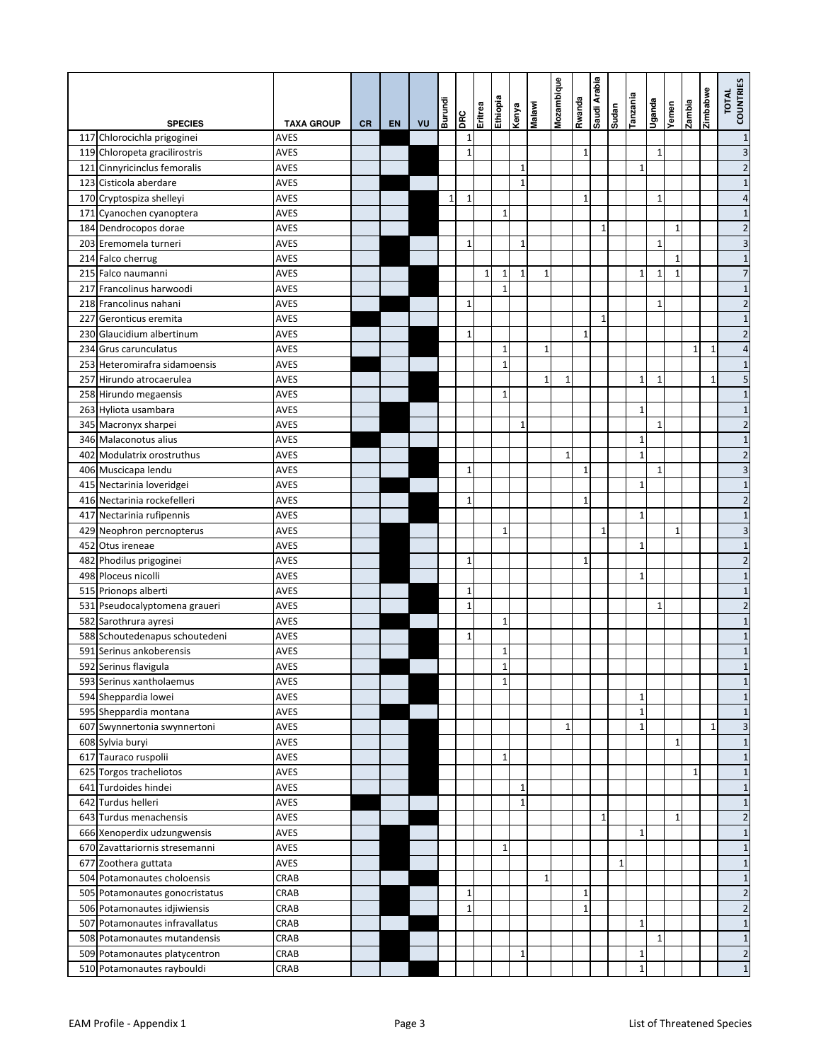| | SPECIES | TAXA GROUP | CR | EN | VU | Burundi | DRC | Eritrea | Ethiopia | Kenya | Malawi | Mozambique | Rwanda | Saudi Arabia | Sudan | Tanzania | Uganda | Yemen | Zambia | Zimbabwe | TOTAL COUNTRIES |
|---|---|---|---|---|---|---|---|---|---|---|---|---|---|---|---|---|---|---|---|---|---|
| 117 | Chlorocichla prigoginei | AVES | | X | | | 1 | | | | | | | | | | | | | | 1 |
| 119 | Chloropeta gracilirostris | AVES | | | X | | 1 | | | | | | 1 | | | | 1 | | | | 3 |
| 121 | Cinnyricinclus femoralis | AVES | | | X | | | | | 1 | | | | | | 1 | | | | | 2 |
| 123 | Cisticola aberdare | AVES | | X | | | | | | 1 | | | | | | | | | | | 1 |
| 170 | Cryptospiza shelleyi | AVES | | | X | 1 | 1 | | | | | | 1 | | | | 1 | | | | 4 |
| 171 | Cyanochen cyanoptera | AVES | | | X | | | | 1 | | | | | | | | | | | | 1 |
| 184 | Dendrocopos dorae | AVES | | | X | | | | | | | | | 1 | | | | 1 | | | 2 |
| 203 | Eremomela turneri | AVES | | X | | | 1 | | | 1 | | | | | | | 1 | | | | 3 |
| 214 | Falco cherrug | AVES | | X | | | | | | | | | | | | | | 1 | | | 1 |
| 215 | Falco naumanni | AVES | | | X | | | 1 | 1 | 1 | 1 | | | | | 1 | 1 | 1 | | | 7 |
| 217 | Francolinus harwoodi | AVES | | | X | | | | 1 | | | | | | | | | | | | 1 |
| 218 | Francolinus nahani | AVES | | X | | | 1 | | | | | | | | | | 1 | | | | 2 |
| 227 | Geronticus eremita | AVES | X | | | | | | | | | | | 1 | | | | | | | 1 |
| 230 | Glaucidium albertinum | AVES | | | X | | 1 | | | | | | 1 | | | | | | | | 2 |
| 234 | Grus carunculatus | AVES | | | X | | | | 1 | | 1 | | | | | | | | 1 | 1 | 4 |
| 253 | Heteromirafra sidamoensis | AVES | X | | | | | | 1 | | | | | | | | | | | | 1 |
| 257 | Hirundo atrocaerulea | AVES | | | X | | | | | | 1 | 1 | | | | 1 | 1 | | | 1 | 5 |
| 258 | Hirundo megaensis | AVES | | | X | | | | 1 | | | | | | | | | | | | 1 |
| 263 | Hyliota usambara | AVES | | X | | | | | | | | | | | | 1 | | | | | 1 |
| 345 | Macronyx sharpei | AVES | | X | | | | | | 1 | | | | | | | 1 | | | | 2 |
| 346 | Malaconotus alius | AVES | X | | | | | | | | | | | | | 1 | | | | | 1 |
| 402 | Modulatrix orostruthus | AVES | | | X | | | | | | | 1 | | | | 1 | | | | | 2 |
| 406 | Muscicapa lendu | AVES | | | X | | 1 | | | | | | 1 | | | | 1 | | | | 3 |
| 415 | Nectarinia loveridgei | AVES | | X | | | | | | | | | | | | 1 | | | | | 1 |
| 416 | Nectarinia rockefelleri | AVES | | | X | | 1 | | | | | | 1 | | | | | | | | 2 |
| 417 | Nectarinia rufipennis | AVES | | | X | | | | | | | | | | | 1 | | | | | 1 |
| 429 | Neophron percnopterus | AVES | | X | | | | | 1 | | | | | 1 | | | | 1 | | | 3 |
| 452 | Otus ireneae | AVES | | X | | | | | | | | | | | | 1 | | | | | 1 |
| 482 | Phodilus prigoginei | AVES | | X | | | 1 | | | | | | 1 | | | | | | | | 2 |
| 498 | Ploceus nicolli | AVES | | X | | | | | | | | | | | | 1 | | | | | 1 |
| 515 | Prionops alberti | AVES | | | X | | 1 | | | | | | | | | | | | | | 1 |
| 531 | Pseudocalyptomena graueri | AVES | | | X | | 1 | | | | | | | | | | 1 | | | | 2 |
| 582 | Sarothrura ayresi | AVES | | X | | | | | 1 | | | | | | | | | | | | 1 |
| 588 | Schoutedenapus schoutedeni | AVES | | | X | | 1 | | | | | | | | | | | | | | 1 |
| 591 | Serinus ankoberensis | AVES | | | X | | | | 1 | | | | | | | | | | | | 1 |
| 592 | Serinus flavigula | AVES | | X | | | | | 1 | | | | | | | | | | | | 1 |
| 593 | Serinus xantholaemus | AVES | | | X | | | | 1 | | | | | | | | | | | | 1 |
| 594 | Sheppardia lowei | AVES | | | X | | | | | | | | | | | 1 | | | | | 1 |
| 595 | Sheppardia montana | AVES | | X | | | | | | | | | | | | 1 | | | | | 1 |
| 607 | Swynnertonia swynnertoni | AVES | | | X | | | | | | | 1 | | | | 1 | | | | 1 | 3 |
| 608 | Sylvia buryi | AVES | | | X | | | | | | | | | | | | | 1 | | | 1 |
| 617 | Tauraco ruspolii | AVES | | | X | | | | 1 | | | | | | | | | | | | 1 |
| 625 | Torgos tracheliotos | AVES | | | X | | | | | | | | | | | | | | 1 | | 1 |
| 641 | Turdoides hindei | AVES | | | X | | | | | 1 | | | | | | | | | | | 1 |
| 642 | Turdus helleri | AVES | X | | | | | | | 1 | | | | | | | | | | | 1 |
| 643 | Turdus menachensis | AVES | | | X | | | | | | | | | 1 | | | | 1 | | | 2 |
| 666 | Xenoperdix udzungwensis | AVES | | X | | | | | | | | | | | | 1 | | | | | 1 |
| 670 | Zavattariornis stresemanni | AVES | | X | | | | | 1 | | | | | | | | | | | | 1 |
| 677 | Zoothera guttata | AVES | | X | | | | | | | | | | | 1 | | | | | | 1 |
| 504 | Potamonautes choloensis | CRAB | | | X | | | | | | 1 | | | | | | | | | | 1 |
| 505 | Potamonautes gonocristatus | CRAB | | X | | | 1 | | | | | | 1 | | | | | | | | 2 |
| 506 | Potamonautes idjiwiensis | CRAB | | X | | | 1 | | | | | | 1 | | | | | | | | 2 |
| 507 | Potamonautes infravallatus | CRAB | | | X | | | | | | | | | | | 1 | | | | | 1 |
| 508 | Potamonautes mutandensis | CRAB | | X | | | | | | | | | | | | | 1 | | | | 1 |
| 509 | Potamonautes platycentron | CRAB | | X | | | | | | 1 | | | | | | 1 | | | | | 2 |
| 510 | Potamonautes raybouldi | CRAB | | | X | | | | | | | | | | | 1 | | | | | 1 |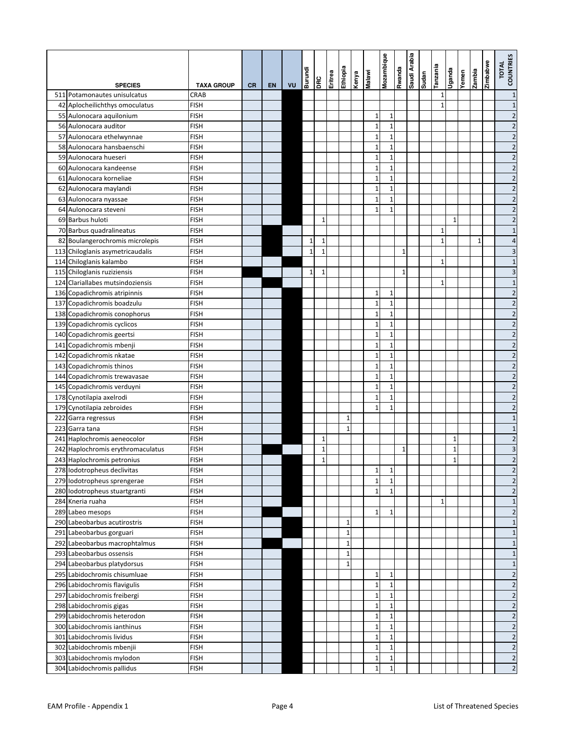| | SPECIES | TAXA GROUP | CR | EN | VU | Burundi | DRC | Eritrea | Ethiopia | Kenya | Malawi | Mozambique | Rwanda | Saudi Arabia | Sudan | Tanzania | Uganda | Yemen | Zambia | Zimbabwe | TOTAL COUNTRIES |
|---|---|---|---|---|---|---|---|---|---|---|---|---|---|---|---|---|---|---|---|---|---|
| 511 | Potamonautes unisulcatus | CRAB | | | X | | | | | | | | | | | 1 | | | | | 1 |
| 42 | Aplocheilichthys omoculatus | FISH | | | X | | | | | | | | | | | 1 | | | | | 1 |
| 55 | Aulonocara aquilonium | FISH | | | X | | | | | | 1 | 1 | | | | | | | | | 2 |
| 56 | Aulonocara auditor | FISH | | | X | | | | | | 1 | 1 | | | | | | | | | 2 |
| 57 | Aulonocara ethelwynnae | FISH | | | X | | | | | | 1 | 1 | | | | | | | | | 2 |
| 58 | Aulonocara hansbaenschi | FISH | | | X | | | | | | 1 | 1 | | | | | | | | | 2 |
| 59 | Aulonocara hueseri | FISH | | | X | | | | | | 1 | 1 | | | | | | | | | 2 |
| 60 | Aulonocara kandeense | FISH | | | X | | | | | | 1 | 1 | | | | | | | | | 2 |
| 61 | Aulonocara korneliae | FISH | | | X | | | | | | 1 | 1 | | | | | | | | | 2 |
| 62 | Aulonocara maylandi | FISH | | | X | | | | | | 1 | 1 | | | | | | | | | 2 |
| 63 | Aulonocara nyassae | FISH | | | X | | | | | | 1 | 1 | | | | | | | | | 2 |
| 64 | Aulonocara steveni | FISH | | | X | | | | | | 1 | 1 | | | | | | | | | 2 |
| 69 | Barbus huloti | FISH | | | X | | 1 | | | | | | | | | | 1 | | | | 2 |
| 70 | Barbus quadralineatus | FISH | | X | | | | | | | | | | | | 1 | | | | | 1 |
| 82 | Boulangerochromis microlepis | FISH | | X | | 1 | 1 | | | | | | | | | 1 | | | 1 | | 4 |
| 113 | Chiloglanis asymetricaudalis | FISH | | X | | 1 | 1 | | | | | | 1 | | | | | | | | 3 |
| 114 | Chiloglanis kalambo | FISH | | | X | | | | | | | | | | | 1 | | | | | 1 |
| 115 | Chiloglanis ruziziensis | FISH | X | | | 1 | 1 | | | | | | 1 | | | | | | | | 3 |
| 124 | Clariallabes mutsindoziensis | FISH | | X | | | | | | | | | | | | 1 | | | | | 1 |
| 136 | Copadichromis atripinnis | FISH | | | X | | | | | | 1 | 1 | | | | | | | | | 2 |
| 137 | Copadichromis boadzulu | FISH | | | X | | | | | | 1 | 1 | | | | | | | | | 2 |
| 138 | Copadichromis conophorus | FISH | | | X | | | | | | 1 | 1 | | | | | | | | | 2 |
| 139 | Copadichromis cyclicos | FISH | | | X | | | | | | 1 | 1 | | | | | | | | | 2 |
| 140 | Copadichromis geertsi | FISH | | | X | | | | | | 1 | 1 | | | | | | | | | 2 |
| 141 | Copadichromis mbenji | FISH | | | X | | | | | | 1 | 1 | | | | | | | | | 2 |
| 142 | Copadichromis nkatae | FISH | | | X | | | | | | 1 | 1 | | | | | | | | | 2 |
| 143 | Copadichromis thinos | FISH | | | X | | | | | | 1 | 1 | | | | | | | | | 2 |
| 144 | Copadichromis trewavasae | FISH | | | X | | | | | | 1 | 1 | | | | | | | | | 2 |
| 145 | Copadichromis verduyni | FISH | | | X | | | | | | 1 | 1 | | | | | | | | | 2 |
| 178 | Cynotilapia axelrodi | FISH | | | X | | | | | | 1 | 1 | | | | | | | | | 2 |
| 179 | Cynotilapia zebroides | FISH | | | X | | | | | | 1 | 1 | | | | | | | | | 2 |
| 222 | Garra regressus | FISH | | | X | | | | 1 | | | | | | | | | | | | 1 |
| 223 | Garra tana | FISH | | | X | | | | 1 | | | | | | | | | | | | 1 |
| 241 | Haplochromis aeneocolor | FISH | | | X | | 1 | | | | | | | | | | 1 | | | | 2 |
| 242 | Haplochromis erythromaculatus | FISH | | X | | | 1 | | | | | | 1 | | | | 1 | | | | 3 |
| 243 | Haplochromis petronius | FISH | | | X | | 1 | | | | | | | | | | 1 | | | | 2 |
| 278 | Iodotropheus declivitas | FISH | | | X | | | | | | 1 | 1 | | | | | | | | | 2 |
| 279 | Iodotropheus sprengerae | FISH | | | X | | | | | | 1 | 1 | | | | | | | | | 2 |
| 280 | Iodotropheus stuartgranti | FISH | | | X | | | | | | 1 | 1 | | | | | | | | | 2 |
| 284 | Kneria ruaha | FISH | | | X | | | | | | | | | | | 1 | | | | | 1 |
| 289 | Labeo mesops | FISH | | X | | | | | | | 1 | 1 | | | | | | | | | 2 |
| 290 | Labeobarbus acutirostris | FISH | | | X | | | | 1 | | | | | | | | | | | | 1 |
| 291 | Labeobarbus gorguari | FISH | | | X | | | | 1 | | | | | | | | | | | | 1 |
| 292 | Labeobarbus macrophtalmus | FISH | | X | | | | | 1 | | | | | | | | | | | | 1 |
| 293 | Labeobarbus ossensis | FISH | | | X | | | | 1 | | | | | | | | | | | | 1 |
| 294 | Labeobarbus platydorsus | FISH | | | X | | | | 1 | | | | | | | | | | | | 1 |
| 295 | Labidochromis chisumluae | FISH | | | X | | | | | | 1 | 1 | | | | | | | | | 2 |
| 296 | Labidochromis flavigulis | FISH | | | X | | | | | | 1 | 1 | | | | | | | | | 2 |
| 297 | Labidochromis freibergi | FISH | | | X | | | | | | 1 | 1 | | | | | | | | | 2 |
| 298 | Labidochromis gigas | FISH | | | X | | | | | | 1 | 1 | | | | | | | | | 2 |
| 299 | Labidochromis heterodon | FISH | | | X | | | | | | 1 | 1 | | | | | | | | | 2 |
| 300 | Labidochromis ianthinus | FISH | | | X | | | | | | 1 | 1 | | | | | | | | | 2 |
| 301 | Labidochromis lividus | FISH | | | X | | | | | | 1 | 1 | | | | | | | | | 2 |
| 302 | Labidochromis mbenjii | FISH | | | X | | | | | | 1 | 1 | | | | | | | | | 2 |
| 303 | Labidochromis mylodon | FISH | | | X | | | | | | 1 | 1 | | | | | | | | | 2 |
| 304 | Labidochromis pallidus | FISH | | | X | | | | | | 1 | 1 | | | | | | | | | 2 |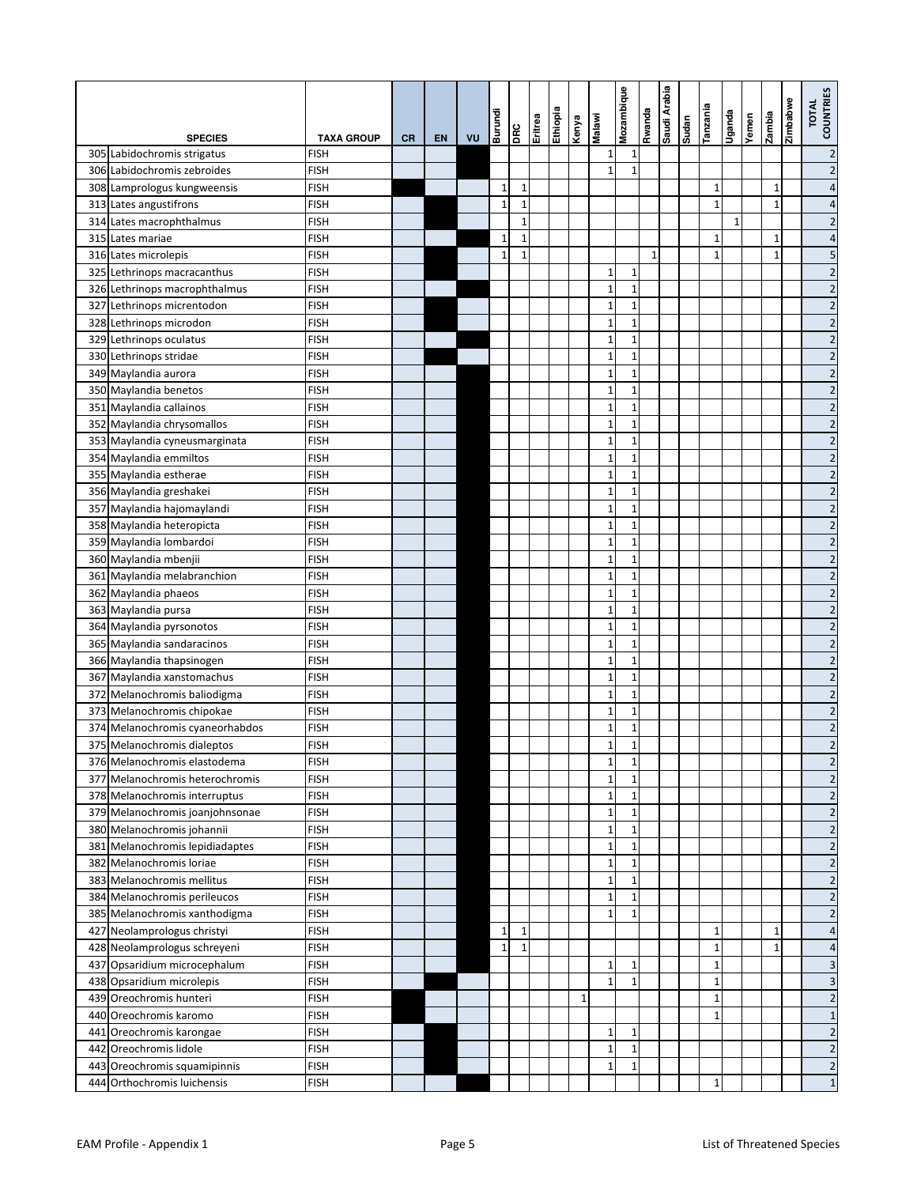| # | SPECIES | TAXA GROUP | CR | EN | VU | Burundi | DRC | Eritrea | Ethiopia | Kenya | Malawi | Mozambique | Rwanda | Saudi Arabia | Sudan | Tanzania | Uganda | Yemen | Zambia | Zimbabwe | TOTAL COUNTRIES |
|---|---|---|---|---|---|---|---|---|---|---|---|---|---|---|---|---|---|---|---|---|---|
| 305 | Labidochromis strigatus | FISH | | | X | | | | | | 1 | 1 | | | | | | | | | 2 |
| 306 | Labidochromis zebroides | FISH | | | X | | | | | | 1 | 1 | | | | | | | | | 2 |
| 308 | Lamprologus kungweensis | FISH | X | | | 1 | 1 | | | | | | | | | 1 | | | 1 | | 4 |
| 313 | Lates angustifrons | FISH | | X | | 1 | 1 | | | | | | | | | 1 | | | 1 | | 4 |
| 314 | Lates macrophthalmus | FISH | | X | | | 1 | | | | | | | | | | 1 | | | | 2 |
| 315 | Lates mariae | FISH | | | X | 1 | 1 | | | | | | | | | 1 | | | 1 | | 4 |
| 316 | Lates microlepis | FISH | | X | | 1 | 1 | | | | | | 1 | | | 1 | | | 1 | | 5 |
| 325 | Lethrinops macracanthus | FISH | | X | | | | | | | 1 | 1 | | | | | | | | | 2 |
| 326 | Lethrinops macrophthalmus | FISH | | | X | | | | | | 1 | 1 | | | | | | | | | 2 |
| 327 | Lethrinops micrentodon | FISH | | X | | | | | | | 1 | 1 | | | | | | | | | 2 |
| 328 | Lethrinops microdon | FISH | | X | | | | | | | 1 | 1 | | | | | | | | | 2 |
| 329 | Lethrinops oculatus | FISH | | | X | | | | | | 1 | 1 | | | | | | | | | 2 |
| 330 | Lethrinops stridae | FISH | | X | | | | | | | 1 | 1 | | | | | | | | | 2 |
| 349 | Maylandia aurora | FISH | | | X | | | | | | 1 | 1 | | | | | | | | | 2 |
| 350 | Maylandia benetos | FISH | | | X | | | | | | 1 | 1 | | | | | | | | | 2 |
| 351 | Maylandia callainos | FISH | | | X | | | | | | 1 | 1 | | | | | | | | | 2 |
| 352 | Maylandia chrysomallos | FISH | | | X | | | | | | 1 | 1 | | | | | | | | | 2 |
| 353 | Maylandia cyneusmarginata | FISH | | | X | | | | | | 1 | 1 | | | | | | | | | 2 |
| 354 | Maylandia emmiltos | FISH | | | X | | | | | | 1 | 1 | | | | | | | | | 2 |
| 355 | Maylandia estherae | FISH | | | X | | | | | | 1 | 1 | | | | | | | | | 2 |
| 356 | Maylandia greshakei | FISH | | | X | | | | | | 1 | 1 | | | | | | | | | 2 |
| 357 | Maylandia hajomaylandi | FISH | | | X | | | | | | 1 | 1 | | | | | | | | | 2 |
| 358 | Maylandia heteropicta | FISH | | | X | | | | | | 1 | 1 | | | | | | | | | 2 |
| 359 | Maylandia lombardoi | FISH | | | X | | | | | | 1 | 1 | | | | | | | | | 2 |
| 360 | Maylandia mbenjii | FISH | | | X | | | | | | 1 | 1 | | | | | | | | | 2 |
| 361 | Maylandia melabranchion | FISH | | | X | | | | | | 1 | 1 | | | | | | | | | 2 |
| 362 | Maylandia phaeos | FISH | | | X | | | | | | 1 | 1 | | | | | | | | | 2 |
| 363 | Maylandia pursa | FISH | | | X | | | | | | 1 | 1 | | | | | | | | | 2 |
| 364 | Maylandia pyrsonotos | FISH | | | X | | | | | | 1 | 1 | | | | | | | | | 2 |
| 365 | Maylandia sandaracinos | FISH | | | X | | | | | | 1 | 1 | | | | | | | | | 2 |
| 366 | Maylandia thapsinogen | FISH | | | X | | | | | | 1 | 1 | | | | | | | | | 2 |
| 367 | Maylandia xanstomachus | FISH | | | X | | | | | | 1 | 1 | | | | | | | | | 2 |
| 372 | Melanochromis baliodigma | FISH | | | X | | | | | | 1 | 1 | | | | | | | | | 2 |
| 373 | Melanochromis chipokae | FISH | | | X | | | | | | 1 | 1 | | | | | | | | | 2 |
| 374 | Melanochromis cyaneorhabdos | FISH | | | X | | | | | | 1 | 1 | | | | | | | | | 2 |
| 375 | Melanochromis dialeptos | FISH | | | X | | | | | | 1 | 1 | | | | | | | | | 2 |
| 376 | Melanochromis elastodema | FISH | | | X | | | | | | 1 | 1 | | | | | | | | | 2 |
| 377 | Melanochromis heterochromis | FISH | | | X | | | | | | 1 | 1 | | | | | | | | | 2 |
| 378 | Melanochromis interruptus | FISH | | | X | | | | | | 1 | 1 | | | | | | | | | 2 |
| 379 | Melanochromis joanjohnsonae | FISH | | | X | | | | | | 1 | 1 | | | | | | | | | 2 |
| 380 | Melanochromis johannii | FISH | | | X | | | | | | 1 | 1 | | | | | | | | | 2 |
| 381 | Melanochromis lepidiadaptes | FISH | | | X | | | | | | 1 | 1 | | | | | | | | | 2 |
| 382 | Melanochromis loriae | FISH | | | X | | | | | | 1 | 1 | | | | | | | | | 2 |
| 383 | Melanochromis mellitus | FISH | | | X | | | | | | 1 | 1 | | | | | | | | | 2 |
| 384 | Melanochromis perileucos | FISH | | | X | | | | | | 1 | 1 | | | | | | | | | 2 |
| 385 | Melanochromis xanthodigma | FISH | | | X | | | | | | 1 | 1 | | | | | | | | | 2 |
| 427 | Neolamprologus christyi | FISH | | | X | 1 | 1 | | | | | | | | | 1 | | | 1 | | 4 |
| 428 | Neolamprologus schreyeni | FISH | | | X | 1 | 1 | | | | | | | | | 1 | | | 1 | | 4 |
| 437 | Opsaridium microcephalum | FISH | | | X | | | | | | 1 | 1 | | | | 1 | | | | | 3 |
| 438 | Opsaridium microlepis | FISH | | X | | | | | | | 1 | 1 | | | | 1 | | | | | 3 |
| 439 | Oreochromis hunteri | FISH | X | | | | | | | 1 | | | | | | 1 | | | | | 2 |
| 440 | Oreochromis karomo | FISH | X | | | | | | | | | | | | | 1 | | | | | 1 |
| 441 | Oreochromis karongae | FISH | | X | | | | | | | 1 | 1 | | | | | | | | | 2 |
| 442 | Oreochromis lidole | FISH | | X | | | | | | | 1 | 1 | | | | | | | | | 2 |
| 443 | Oreochromis squamipinnis | FISH | | X | | | | | | | 1 | 1 | | | | | | | | | 2 |
| 444 | Orthochromis luichensis | FISH | | | X | | | | | | | | | | | 1 | | | | | 1 |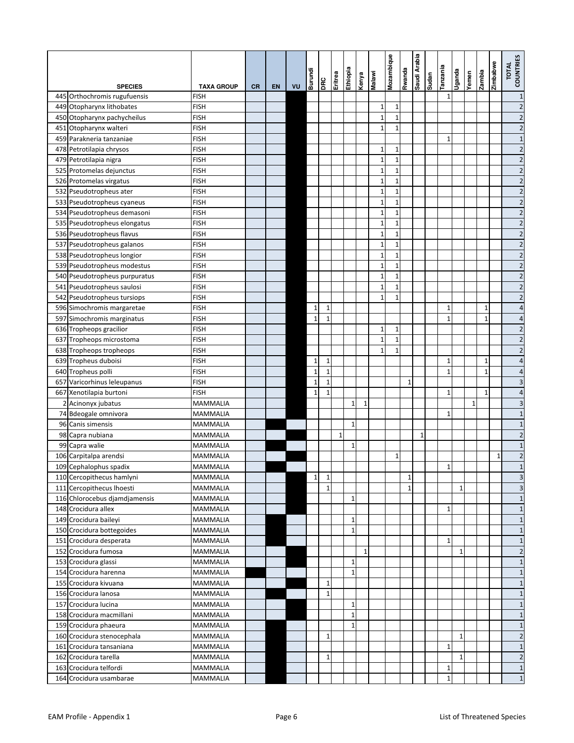| | SPECIES | TAXA GROUP | CR | EN | VU | Burundi | DRC | Eritrea | Ethiopia | Kenya | Malawi | Mozambique | Rwanda | Saudi Arabia | Sudan | Tanzania | Uganda | Yemen | Zambia | Zimbabwe | TOTAL COUNTRIES |
|---|---|---|---|---|---|---|---|---|---|---|---|---|---|---|---|---|---|---|---|---|---|
| 445 | Orthochromis rugufuensis | FISH | | | X | | | | | | | | | | | 1 | | | | | 1 |
| 449 | Otopharynx lithobates | FISH | | | X | | | | | | 1 | 1 | | | | | | | | | 2 |
| 450 | Otopharynx pachycheilus | FISH | | | X | | | | | | 1 | 1 | | | | | | | | | 2 |
| 451 | Otopharynx walteri | FISH | | | X | | | | | | 1 | 1 | | | | | | | | | 2 |
| 459 | Parakneria tanzaniae | FISH | | | X | | | | | | | | | | | 1 | | | | | 1 |
| 478 | Petrotilapia chrysos | FISH | | | X | | | | | | 1 | 1 | | | | | | | | | 2 |
| 479 | Petrotilapia nigra | FISH | | | X | | | | | | 1 | 1 | | | | | | | | | 2 |
| 525 | Protomelas dejunctus | FISH | | | X | | | | | | 1 | 1 | | | | | | | | | 2 |
| 526 | Protomelas virgatus | FISH | | | X | | | | | | 1 | 1 | | | | | | | | | 2 |
| 532 | Pseudotropheus ater | FISH | | | X | | | | | | 1 | 1 | | | | | | | | | 2 |
| 533 | Pseudotropheus cyaneus | FISH | | | X | | | | | | 1 | 1 | | | | | | | | | 2 |
| 534 | Pseudotropheus demasoni | FISH | | | X | | | | | | 1 | 1 | | | | | | | | | 2 |
| 535 | Pseudotropheus elongatus | FISH | | | X | | | | | | 1 | 1 | | | | | | | | | 2 |
| 536 | Pseudotropheus flavus | FISH | | | X | | | | | | 1 | 1 | | | | | | | | | 2 |
| 537 | Pseudotropheus galanos | FISH | | | X | | | | | | 1 | 1 | | | | | | | | | 2 |
| 538 | Pseudotropheus longior | FISH | | | X | | | | | | 1 | 1 | | | | | | | | | 2 |
| 539 | Pseudotropheus modestus | FISH | | | X | | | | | | 1 | 1 | | | | | | | | | 2 |
| 540 | Pseudotropheus purpuratus | FISH | | | X | | | | | | 1 | 1 | | | | | | | | | 2 |
| 541 | Pseudotropheus saulosi | FISH | | | X | | | | | | 1 | 1 | | | | | | | | | 2 |
| 542 | Pseudotropheus tursiops | FISH | | | X | | | | | | 1 | 1 | | | | | | | | | 2 |
| 596 | Simochromis margaretae | FISH | | | X | 1 | 1 | | | | | | | | | 1 | | | 1 | | 4 |
| 597 | Simochromis marginatus | FISH | | | X | 1 | 1 | | | | | | | | | 1 | | | 1 | | 4 |
| 636 | Tropheops gracilior | FISH | | | X | | | | | | 1 | 1 | | | | | | | | | 2 |
| 637 | Tropheops microstoma | FISH | | | X | | | | | | 1 | 1 | | | | | | | | | 2 |
| 638 | Tropheops tropheops | FISH | | | X | | | | | | 1 | 1 | | | | | | | | | 2 |
| 639 | Tropheus duboisi | FISH | | | X | 1 | 1 | | | | | | | | | 1 | | | 1 | | 4 |
| 640 | Tropheus polli | FISH | | | X | 1 | 1 | | | | | | | | | 1 | | | 1 | | 4 |
| 657 | Varicorhinus leleupanus | FISH | | | X | 1 | 1 | | | | | | 1 | | | | | | | | 3 |
| 667 | Xenotilapia burtoni | FISH | | | X | 1 | 1 | | | | | | | | | 1 | | | 1 | | 4 |
| 2 | Acinonyx jubatus | MAMMALIA | | | X | | | | 1 | 1 | | | | | | | | 1 | | | 3 |
| 74 | Bdeogale omnivora | MAMMALIA | | | X | | | | | | | | | | | 1 | | | | | 1 |
| 96 | Canis simensis | MAMMALIA | | X | | | | | 1 | | | | | | | | | | | | 1 |
| 98 | Capra nubiana | MAMMALIA | | | X | | | 1 | | | | | | 1 | | | | | | | 2 |
| 99 | Capra walie | MAMMALIA | | X | | | | | 1 | | | | | | | | | | | | 1 |
| 106 | Carpitalpa arendsi | MAMMALIA | | | X | | | | | | | 1 | | | | | | | | 1 | 2 |
| 109 | Cephalophus spadix | MAMMALIA | | X | | | | | | | | | | | | 1 | | | | | 1 |
| 110 | Cercopithecus hamlyni | MAMMALIA | | | X | 1 | 1 | | | | | | 1 | | | | | | | | 3 |
| 111 | Cercopithecus lhoesti | MAMMALIA | | | X | | 1 | | | | | | 1 | | | | 1 | | | | 3 |
| 116 | Chlorocebus djamdjamensis | MAMMALIA | | | X | | | | 1 | | | | | | | | | | | | 1 |
| 148 | Crocidura allex | MAMMALIA | | | X | | | | | | | | | | | 1 | | | | | 1 |
| 149 | Crocidura baileyi | MAMMALIA | | X | | | | | 1 | | | | | | | | | | | | 1 |
| 150 | Crocidura bottegoides | MAMMALIA | | X | | | | | 1 | | | | | | | | | | | | 1 |
| 151 | Crocidura desperata | MAMMALIA | | X | | | | | | | | | | | | 1 | | | | | 1 |
| 152 | Crocidura fumosa | MAMMALIA | | | X | | | | | 1 | | | | | | | 1 | | | | 2 |
| 153 | Crocidura glassi | MAMMALIA | | | X | | | | 1 | | | | | | | | | | | | 1 |
| 154 | Crocidura harenna | MAMMALIA | X | | | | | | 1 | | | | | | | | | | | | 1 |
| 155 | Crocidura kivuana | MAMMALIA | | | X | | 1 | | | | | | | | | | | | | | 1 |
| 156 | Crocidura lanosa | MAMMALIA | | X | | | 1 | | | | | | | | | | | | | | 1 |
| 157 | Crocidura lucina | MAMMALIA | | | X | | | | 1 | | | | | | | | | | | | 1 |
| 158 | Crocidura macmillani | MAMMALIA | | | X | | | | 1 | | | | | | | | | | | | 1 |
| 159 | Crocidura phaeura | MAMMALIA | | X | | | | | 1 | | | | | | | | | | | | 1 |
| 160 | Crocidura stenocephala | MAMMALIA | | X | | | 1 | | | | | | | | | | 1 | | | | 2 |
| 161 | Crocidura tansaniana | MAMMALIA | | X | | | | | | | | | | | | 1 | | | | | 1 |
| 162 | Crocidura tarella | MAMMALIA | | X | | | 1 | | | | | | | | | | 1 | | | | 2 |
| 163 | Crocidura telfordi | MAMMALIA | | X | | | | | | | | | | | | 1 | | | | | 1 |
| 164 | Crocidura usambarae | MAMMALIA | | X | | | | | | | | | | | | 1 | | | | | 1 |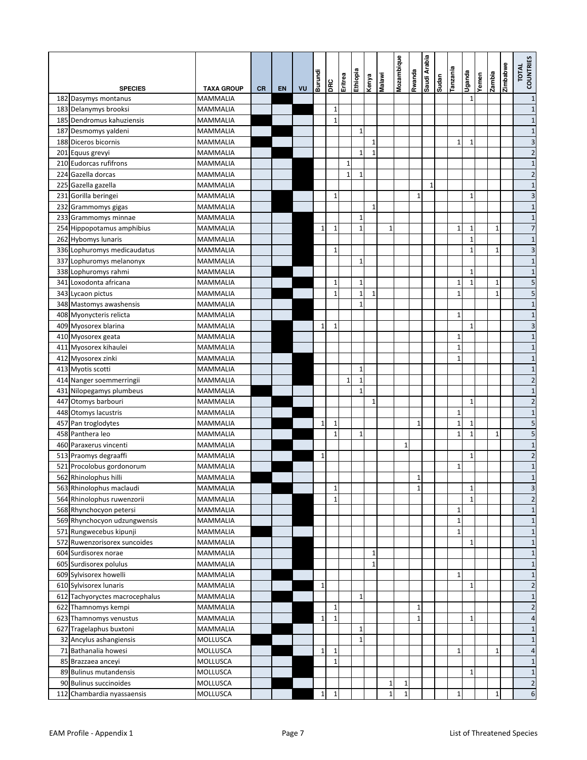| | SPECIES | TAXA GROUP | CR | EN | VU | Burundi | DRC | Eritrea | Ethiopia | Kenya | Malawi | Mozambique | Rwanda | Saudi Arabia | Sudan | Tanzania | Uganda | Yemen | Zambia | Zimbabwe | TOTAL COUNTRIES |
|---|---|---|---|---|---|---|---|---|---|---|---|---|---|---|---|---|---|---|---|---|---|
| 182 | Dasymys montanus | MAMMALIA | | X | | | | | | | | | | | | | 1 | | | | 1 |
| 183 | Delanymys brooksi | MAMMALIA | | | X | | 1 | | | | | | | | | | | | | | 1 |
| 185 | Dendromus kahuziensis | MAMMALIA | X | | | | 1 | | | | | | | | | | | | | | 1 |
| 187 | Desmomys yaldeni | MAMMALIA | | X | | | | | 1 | | | | | | | | | | | | 1 |
| 188 | Diceros bicornis | MAMMALIA | X | | | | | | | 1 | | | | | | 1 | 1 | | | | 3 |
| 201 | Equus grevyi | MAMMALIA | | X | | | | | 1 | 1 | | | | | | | | | | | 2 |
| 210 | Eudorcas rufifrons | MAMMALIA | | | X | | | 1 | | | | | | | | | | | | | 1 |
| 224 | Gazella dorcas | MAMMALIA | | | X | | | 1 | 1 | | | | | | | | | | | | 2 |
| 225 | Gazella gazella | MAMMALIA | | | X | | | | | | | | | 1 | | | | | | | 1 |
| 231 | Gorilla beringei | MAMMALIA | | X | | | 1 | | | | | | 1 | | | | 1 | | | | 3 |
| 232 | Grammomys gigas | MAMMALIA | | X | | | | | | 1 | | | | | | | | | | | 1 |
| 233 | Grammomys minnae | MAMMALIA | | | X | | | | 1 | | | | | | | | | | | | 1 |
| 254 | Hippopotamus amphibius | MAMMALIA | | | X | 1 | 1 | | 1 | | 1 | | | | | 1 | 1 | | 1 | | 7 |
| 262 | Hybomys lunaris | MAMMALIA | | | X | | | | | | | | | | | | 1 | | | | 1 |
| 336 | Lophuromys medicaudatus | MAMMALIA | | | X | | 1 | | | | | | | | | | 1 | | 1 | | 3 |
| 337 | Lophuromys melanonyx | MAMMALIA | | | X | | | | 1 | | | | | | | | | | | | 1 |
| 338 | Lophuromys rahmi | MAMMALIA | | X | | | | | | | | | | | | | 1 | | | | 1 |
| 341 | Loxodonta africana | MAMMALIA | | | X | | 1 | | 1 | | | | | | | 1 | 1 | | 1 | | 5 |
| 343 | Lycaon pictus | MAMMALIA | | X | | | 1 | | 1 | 1 | | | | | | 1 | | | 1 | | 5 |
| 348 | Mastomys awashensis | MAMMALIA | | | X | | | | 1 | | | | | | | | | | | | 1 |
| 408 | Myonycteris relicta | MAMMALIA | | | X | | | | | | | | | | | 1 | | | | | 1 |
| 409 | Myosorex blarina | MAMMALIA | | X | | 1 | 1 | | | | | | | | | | 1 | | | | 3 |
| 410 | Myosorex geata | MAMMALIA | | X | | | | | | | | | | | | 1 | | | | | 1 |
| 411 | Myosorex kihaulei | MAMMALIA | | X | | | | | | | | | | | | 1 | | | | | 1 |
| 412 | Myosorex zinki | MAMMALIA | | | X | | | | | | | | | | | 1 | | | | | 1 |
| 413 | Myotis scotti | MAMMALIA | | | X | | | | 1 | | | | | | | | | | | | 1 |
| 414 | Nanger soemmerringii | MAMMALIA | | | X | | | 1 | 1 | | | | | | | | | | | | 2 |
| 431 | Nilopegamys plumbeus | MAMMALIA | X | | | | | | 1 | | | | | | | | | | | | 1 |
| 447 | Otomys barbouri | MAMMALIA | | X | | | | | | 1 | | | | | | | 1 | | | | 2 |
| 448 | Otomys lacustris | MAMMALIA | | | X | | | | | | | | | | | 1 | | | | | 1 |
| 457 | Pan troglodytes | MAMMALIA | | X | | 1 | 1 | | | | | | 1 | | | 1 | 1 | | | | 5 |
| 458 | Panthera leo | MAMMALIA | | | X | | 1 | | 1 | | | | | | | 1 | 1 | | 1 | | 5 |
| 460 | Paraxerus vincenti | MAMMALIA | | X | | | | | | | | 1 | | | | | | | | | 1 |
| 513 | Praomys degraaffi | MAMMALIA | | | X | 1 | | | | | | | | | | | 1 | | | | 2 |
| 521 | Procolobus gordonorum | MAMMALIA | | X | | | | | | | | | | | | 1 | | | | | 1 |
| 562 | Rhinolophus hilli | MAMMALIA | X | | | | | | | | | | 1 | | | | | | | | 1 |
| 563 | Rhinolophus maclaudi | MAMMALIA | | X | | | 1 | | | | | | 1 | | | | 1 | | | | 3 |
| 564 | Rhinolophus ruwenzorii | MAMMALIA | | | X | | 1 | | | | | | | | | | 1 | | | | 2 |
| 568 | Rhynchocyon petersi | MAMMALIA | | | X | | | | | | | | | | | 1 | | | | | 1 |
| 569 | Rhynchocyon udzungwensis | MAMMALIA | | | X | | | | | | | | | | | 1 | | | | | 1 |
| 571 | Rungwecebus kipunji | MAMMALIA | X | | | | | | | | | | | | | 1 | | | | | 1 |
| 572 | Ruwenzorisorex suncoides | MAMMALIA | | | X | | | | | | | | | | | | 1 | | | | 1 |
| 604 | Surdisorex norae | MAMMALIA | | | X | | | | | 1 | | | | | | | | | | | 1 |
| 605 | Surdisorex polulus | MAMMALIA | | | X | | | | | 1 | | | | | | | | | | | 1 |
| 609 | Sylvisorex howelli | MAMMALIA | | X | | | | | | | | | | | | 1 | | | | | 1 |
| 610 | Sylvisorex lunaris | MAMMALIA | | | X | 1 | | | | | | | | | | | 1 | | | | 2 |
| 612 | Tachyoryctes macrocephalus | MAMMALIA | | X | | | | | 1 | | | | | | | | | | | | 1 |
| 622 | Thamnomys kempi | MAMMALIA | | | X | | 1 | | | | | | 1 | | | | | | | | 2 |
| 623 | Thamnomys venustus | MAMMALIA | | | X | 1 | 1 | | | | | | 1 | | | | 1 | | | | 4 |
| 627 | Tragelaphus buxtoni | MAMMALIA | | X | | | | | 1 | | | | | | | | | | | | 1 |
| 32 | Ancylus ashangiensis | MOLLUSCA | X | | | | | | 1 | | | | | | | | | | | | 1 |
| 71 | Bathanalia howesi | MOLLUSCA | | X | | 1 | 1 | | | | | | | | | 1 | | | 1 | | 4 |
| 85 | Brazzaea anceyi | MOLLUSCA | | | X | | 1 | | | | | | | | | | | | | | 1 |
| 89 | Bulinus mutandensis | MOLLUSCA | | | X | | | | | | | | | | | | 1 | | | | 1 |
| 90 | Bulinus succinoides | MOLLUSCA | | X | | | | | | | 1 | 1 | | | | | | | | | 2 |
| 112 | Chambardia nyassaensis | MOLLUSCA | | | X | 1 | 1 | | | | 1 | 1 | | | | 1 | | | 1 | | 6 |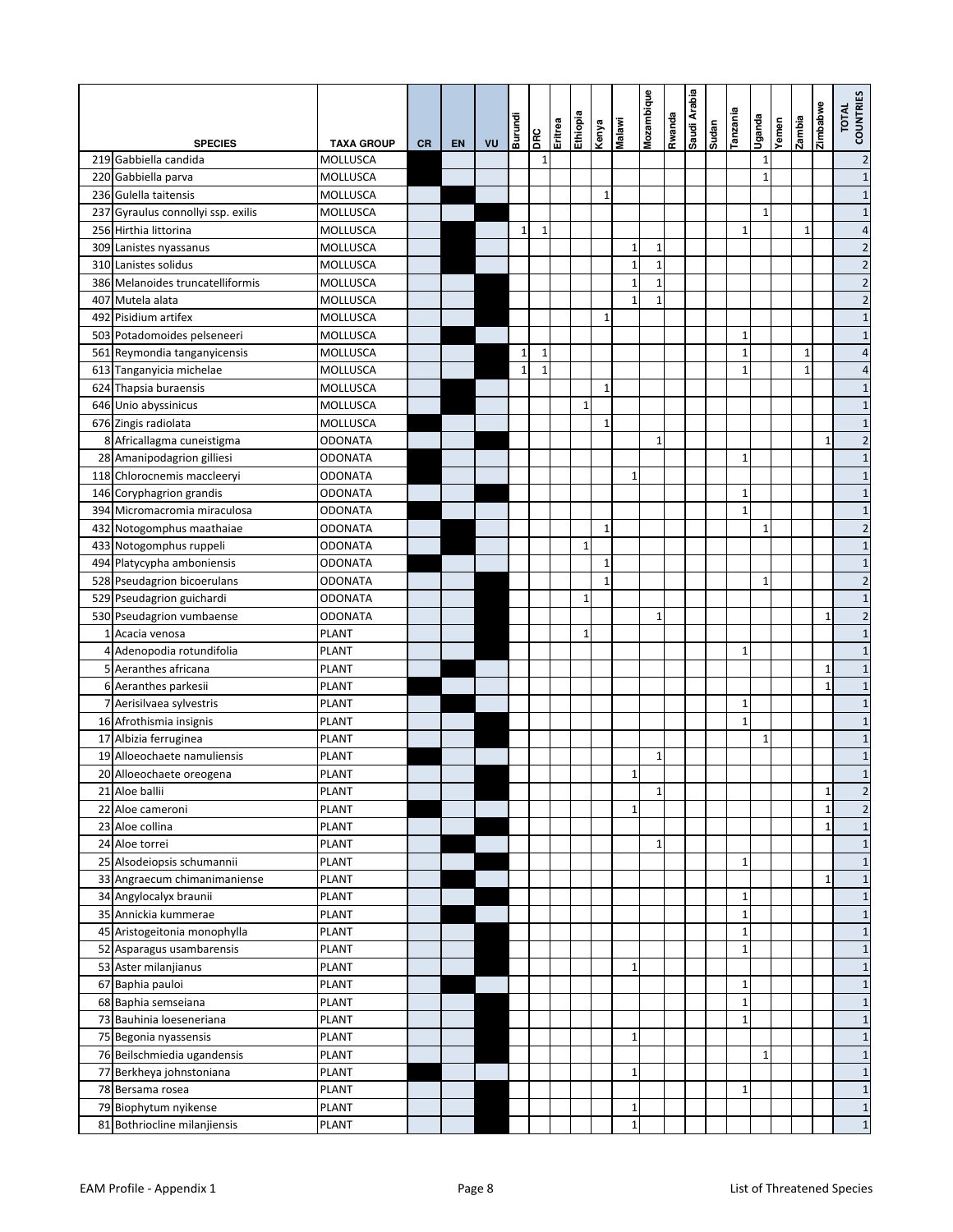| | SPECIES | TAXA GROUP | CR | EN | VU | Burundi | DRC | Eritrea | Ethiopia | Kenya | Malawi | Mozambique | Rwanda | Saudi Arabia | Sudan | Tanzania | Uganda | Yemen | Zambia | Zimbabwe | TOTAL COUNTRIES |
|---|---|---|---|---|---|---|---|---|---|---|---|---|---|---|---|---|---|---|---|---|---|
| 219 | Gabbiella candida | MOLLUSCA | ■ | | | | 1 | | | | | | | | | | 1 | | | | 2 |
| 220 | Gabbiella parva | MOLLUSCA | ■ | | | | | | | | | | | | | | 1 | | | | 1 |
| 236 | Gulella taitensis | MOLLUSCA | | ■ | | | | | | 1 | | | | | | | | | | | 1 |
| 237 | Gyraulus connollyi ssp. exilis | MOLLUSCA | | | ■ | | | | | | | | | | | | 1 | | | | 1 |
| 256 | Hirthia littorina | MOLLUSCA | | ■ | | 1 | 1 | | | | | | | | | 1 | | | 1 | | 4 |
| 309 | Lanistes nyassanus | MOLLUSCA | | ■ | | | | | | | 1 | 1 | | | | | | | | | 2 |
| 310 | Lanistes solidus | MOLLUSCA | | ■ | | | | | | | 1 | 1 | | | | | | | | | 2 |
| 386 | Melanoides truncatelliformis | MOLLUSCA | | | ■ | | | | | | 1 | 1 | | | | | | | | | 2 |
| 407 | Mutela alata | MOLLUSCA | | | ■ | | | | | | 1 | 1 | | | | | | | | | 2 |
| 492 | Pisidium artifex | MOLLUSCA | | | ■ | | | | | 1 | | | | | | | | | | | 1 |
| 503 | Potadomoides pelseneeri | MOLLUSCA | | ■ | | | | | | | | | | | | 1 | | | | | 1 |
| 561 | Reymondia tanganyicensis | MOLLUSCA | | | ■ | 1 | 1 | | | | | | | | | 1 | | | 1 | | 4 |
| 613 | Tanganyicia michelae | MOLLUSCA | | | ■ | 1 | 1 | | | | | | | | | 1 | | | 1 | | 4 |
| 624 | Thapsia buraensis | MOLLUSCA | | ■ | | | | | | 1 | | | | | | | | | | | 1 |
| 646 | Unio abyssinicus | MOLLUSCA | | ■ | | | | | 1 | | | | | | | | | | | | 1 |
| 676 | Zingis radiolata | MOLLUSCA | ■ | | | | | | | 1 | | | | | | | | | | | 1 |
| 8 | Africallagma cuneistigma | ODONATA | | | ■ | | | | | | | 1 | | | | | | | | 1 | 2 |
| 28 | Amanipodagrion gilliesi | ODONATA | ■ | | | | | | | | | | | | | 1 | | | | | 1 |
| 118 | Chlorocnemis maccleeryi | ODONATA | ■ | | | | | | | | 1 | | | | | | | | | | 1 |
| 146 | Coryphagrion grandis | ODONATA | | | ■ | | | | | | | | | | | 1 | | | | | 1 |
| 394 | Micromacromia miraculosa | ODONATA | ■ | | | | | | | | | | | | | 1 | | | | | 1 |
| 432 | Notogomphus maathaiae | ODONATA | | ■ | | | | | | 1 | | | | | | | 1 | | | | 2 |
| 433 | Notogomphus ruppeli | ODONATA | | ■ | | | | | 1 | | | | | | | | | | | | 1 |
| 494 | Platycypha amboniensis | ODONATA | ■ | | | | | | | 1 | | | | | | | | | | | 1 |
| 528 | Pseudagrion bicoerulans | ODONATA | | | ■ | | | | | 1 | | | | | | | 1 | | | | 2 |
| 529 | Pseudagrion guichardi | ODONATA | | | ■ | | | | 1 | | | | | | | | | | | | 1 |
| 530 | Pseudagrion vumbaense | ODONATA | | | ■ | | | | | | | 1 | | | | | | | | 1 | 2 |
| 1 | Acacia venosa | PLANT | | | ■ | | | | 1 | | | | | | | | | | | | 1 |
| 4 | Adenopodia rotundifolia | PLANT | | | ■ | | | | | | | | | | | 1 | | | | | 1 |
| 5 | Aeranthes africana | PLANT | | ■ | | | | | | | | | | | | | | | | 1 | 1 |
| 6 | Aeranthes parkesii | PLANT | ■ | | | | | | | | | | | | | | | | | 1 | 1 |
| 7 | Aerisilvaea sylvestris | PLANT | | ■ | | | | | | | | | | | | 1 | | | | | 1 |
| 16 | Afrothismia insignis | PLANT | | | ■ | | | | | | | | | | | 1 | | | | | 1 |
| 17 | Albizia ferruginea | PLANT | | | ■ | | | | | | | | | | | | 1 | | | | 1 |
| 19 | Alloeochaete namuliensis | PLANT | ■ | | | | | | | | | 1 | | | | | | | | | 1 |
| 20 | Alloeochaete oreogena | PLANT | | | ■ | | | | | | 1 | | | | | | | | | | 1 |
| 21 | Aloe ballii | PLANT | | | ■ | | | | | | | 1 | | | | | | | | 1 | 2 |
| 22 | Aloe cameroni | PLANT | ■ | | | | | | | | 1 | | | | | | | | | 1 | 2 |
| 23 | Aloe collina | PLANT | | | ■ | | | | | | | | | | | | | | | 1 | 1 |
| 24 | Aloe torrei | PLANT | | ■ | | | | | | | | 1 | | | | | | | | | 1 |
| 25 | Alsodeiopsis schumannii | PLANT | | | ■ | | | | | | | | | | | 1 | | | | | 1 |
| 33 | Angraecum chimanimaniense | PLANT | | ■ | | | | | | | | | | | | | | | | 1 | 1 |
| 34 | Angylocalyx braunii | PLANT | | | ■ | | | | | | | | | | | 1 | | | | | 1 |
| 35 | Annickia kummerae | PLANT | | ■ | | | | | | | | | | | | 1 | | | | | 1 |
| 45 | Aristogeitonia monophylla | PLANT | | | ■ | | | | | | | | | | | 1 | | | | | 1 |
| 52 | Asparagus usambarensis | PLANT | | | ■ | | | | | | | | | | | 1 | | | | | 1 |
| 53 | Aster milanjianus | PLANT | | | ■ | | | | | | 1 | | | | | | | | | | 1 |
| 67 | Baphia pauloi | PLANT | | ■ | | | | | | | | | | | | 1 | | | | | 1 |
| 68 | Baphia semseiana | PLANT | | | ■ | | | | | | | | | | | 1 | | | | | 1 |
| 73 | Bauhinia loeseneriana | PLANT | | | ■ | | | | | | | | | | | 1 | | | | | 1 |
| 75 | Begonia nyassensis | PLANT | | | ■ | | | | | | 1 | | | | | | | | | | 1 |
| 76 | Beilschmiedia ugandensis | PLANT | | | ■ | | | | | | | | | | | | 1 | | | | 1 |
| 77 | Berkheya johnstoniana | PLANT | ■ | | | | | | | | 1 | | | | | | | | | | 1 |
| 78 | Bersama rosea | PLANT | | | ■ | | | | | | | | | | | 1 | | | | | 1 |
| 79 | Biophytum nyikense | PLANT | | | ■ | | | | | | 1 | | | | | | | | | | 1 |
| 81 | Bothriocline milanjiensis | PLANT | | | ■ | | | | | | 1 | | | | | | | | | | 1 |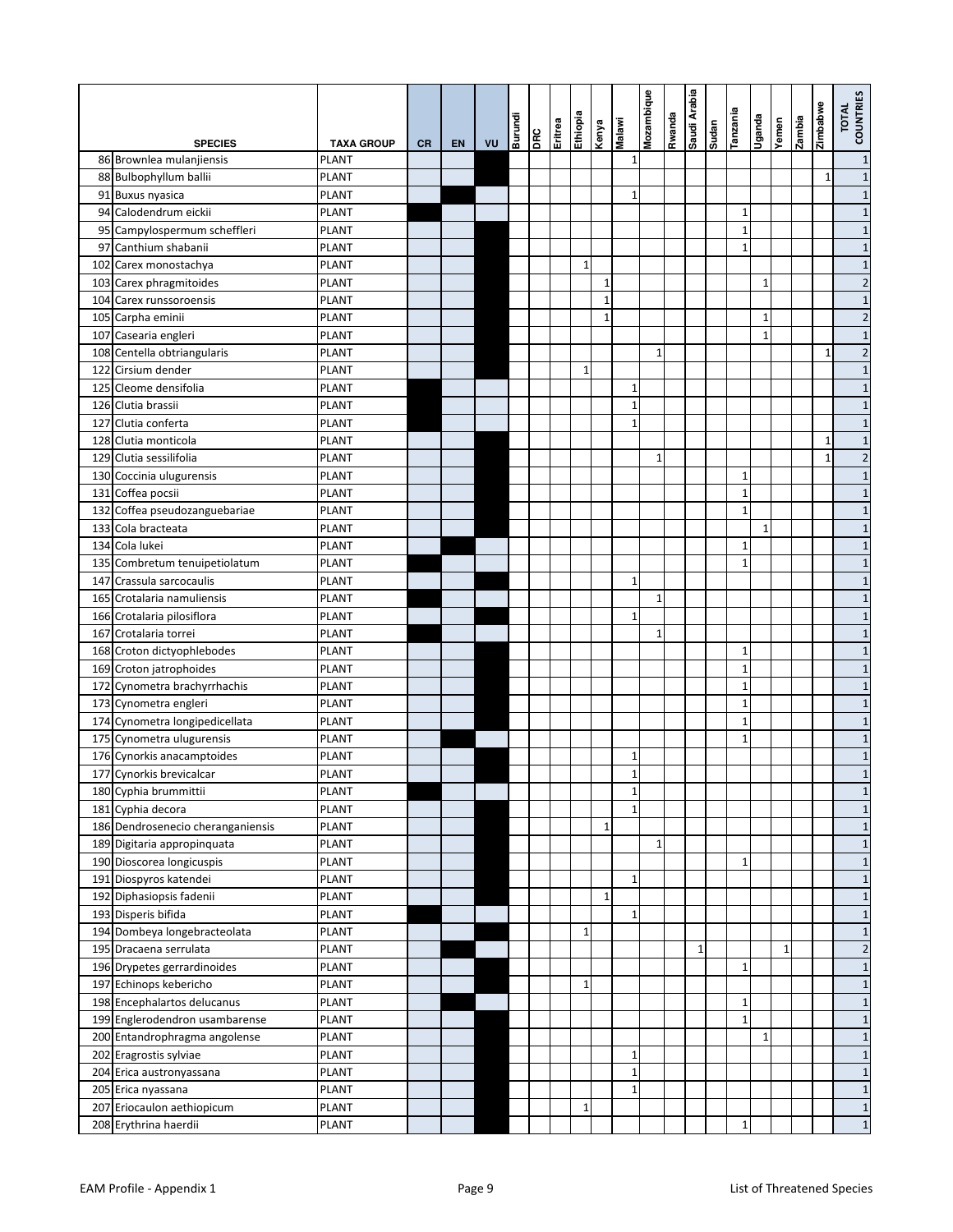| | SPECIES | TAXA GROUP | CR | EN | VU | Burundi | DRC | Eritrea | Ethiopia | Kenya | Malawi | Mozambique | Rwanda | Saudi Arabia | Sudan | Tanzania | Uganda | Yemen | Zambia | Zimbabwe | TOTAL COUNTRIES |
|---|---|---|---|---|---|---|---|---|---|---|---|---|---|---|---|---|---|---|---|---|---|
| 86 | Brownlea mulanjiensis | PLANT | | | | | | | | | 1 | | | | | | | | | | 1 |
| 88 | Bulbophyllum ballii | PLANT | | | X | | | | | | | | | | | | | | | 1 | 1 |
| 91 | Buxus nyasica | PLANT | | X | | | | | | | 1 | | | | | | | | | | 1 |
| 94 | Calodendrum eickii | PLANT | X | | | | | | | | | | | | | 1 | | | | | 1 |
| 95 | Campylospermum scheffleri | PLANT | | | X | | | | | | | | | | | 1 | | | | | 1 |
| 97 | Canthium shabanii | PLANT | | | X | | | | | | | | | | | 1 | | | | | 1 |
| 102 | Carex monostachya | PLANT | | | X | | | | 1 | | | | | | | | | | | | 1 |
| 103 | Carex phragmitoides | PLANT | | | X | | | | | 1 | | | | | | | 1 | | | | 2 |
| 104 | Carex runssoroensis | PLANT | | | X | | | | | 1 | | | | | | | | | | | 1 |
| 105 | Carpha eminii | PLANT | | | X | | | | | 1 | | | | | | | 1 | | | | 2 |
| 107 | Casearia engleri | PLANT | | | X | | | | | | | | | | | | 1 | | | | 1 |
| 108 | Centella obtriangularis | PLANT | | | X | | | | | | | 1 | | | | | | | | 1 | 2 |
| 122 | Cirsium dender | PLANT | | | X | | | | 1 | | | | | | | | | | | | 1 |
| 125 | Cleome densifolia | PLANT | X | | | | | | | | 1 | | | | | | | | | | 1 |
| 126 | Clutia brassii | PLANT | X | | | | | | | | 1 | | | | | | | | | | 1 |
| 127 | Clutia conferta | PLANT | X | | | | | | | | 1 | | | | | | | | | | 1 |
| 128 | Clutia monticola | PLANT | | | X | | | | | | | | | | | | | | | 1 | 1 |
| 129 | Clutia sessilifolia | PLANT | | | X | | | | | | | 1 | | | | | | | | 1 | 2 |
| 130 | Coccinia ulugurensis | PLANT | | | X | | | | | | | | | | | 1 | | | | | 1 |
| 131 | Coffea pocsii | PLANT | | | X | | | | | | | | | | | 1 | | | | | 1 |
| 132 | Coffea pseudozanguebariae | PLANT | | | X | | | | | | | | | | | 1 | | | | | 1 |
| 133 | Cola bracteata | PLANT | | | X | | | | | | | | | | | | 1 | | | | 1 |
| 134 | Cola lukei | PLANT | | X | | | | | | | | | | | | 1 | | | | | 1 |
| 135 | Combretum tenuipetiolatum | PLANT | X | | | | | | | | | | | | | 1 | | | | | 1 |
| 147 | Crassula sarcocaulis | PLANT | | | X | | | | | | 1 | | | | | | | | | | 1 |
| 165 | Crotalaria namuliensis | PLANT | X | | | | | | | | | 1 | | | | | | | | | 1 |
| 166 | Crotalaria pilosiflora | PLANT | | | X | | | | | | 1 | | | | | | | | | | 1 |
| 167 | Crotalaria torrei | PLANT | X | | | | | | | | | 1 | | | | | | | | | 1 |
| 168 | Croton dictyophlebodes | PLANT | | | X | | | | | | | | | | | 1 | | | | | 1 |
| 169 | Croton jatrophoides | PLANT | | | X | | | | | | | | | | | 1 | | | | | 1 |
| 172 | Cynometra brachyrrhachis | PLANT | | | X | | | | | | | | | | | 1 | | | | | 1 |
| 173 | Cynometra engleri | PLANT | | | X | | | | | | | | | | | 1 | | | | | 1 |
| 174 | Cynometra longipedicellata | PLANT | | | X | | | | | | | | | | | 1 | | | | | 1 |
| 175 | Cynometra ulugurensis | PLANT | | X | | | | | | | | | | | | 1 | | | | | 1 |
| 176 | Cynorkis anacamptoides | PLANT | | | X | | | | | | 1 | | | | | | | | | | 1 |
| 177 | Cynorkis brevicalcar | PLANT | | | X | | | | | | 1 | | | | | | | | | | 1 |
| 180 | Cyphia brummittii | PLANT | X | | | | | | | | 1 | | | | | | | | | | 1 |
| 181 | Cyphia decora | PLANT | | | X | | | | | | 1 | | | | | | | | | | 1 |
| 186 | Dendrosenecio cheranganiensis | PLANT | | | X | | | | | 1 | | | | | | | | | | | 1 |
| 189 | Digitaria appropinquata | PLANT | | | X | | | | | | | 1 | | | | | | | | | 1 |
| 190 | Dioscorea longicuspis | PLANT | | | X | | | | | | | | | | | 1 | | | | | 1 |
| 191 | Diospyros katendei | PLANT | | | X | | | | | | 1 | | | | | | | | | | 1 |
| 192 | Diphasiopsis fadenii | PLANT | | | X | | | | | 1 | | | | | | | | | | | 1 |
| 193 | Disperis bifida | PLANT | X | | | | | | | | 1 | | | | | | | | | | 1 |
| 194 | Dombeya longebracteolata | PLANT | | | X | | | | 1 | | | | | | | | | | | | 1 |
| 195 | Dracaena serrulata | PLANT | | X | | | | | | | | | | 1 | | | | 1 | | | 2 |
| 196 | Drypetes gerrardinoides | PLANT | | | X | | | | | | | | | | | 1 | | | | | 1 |
| 197 | Echinops kebericho | PLANT | | | X | | | | 1 | | | | | | | | | | | | 1 |
| 198 | Encephalartos delucanus | PLANT | | X | | | | | | | | | | | | 1 | | | | | 1 |
| 199 | Englerodendron usambarense | PLANT | | | X | | | | | | | | | | | 1 | | | | | 1 |
| 200 | Entandrophragma angolense | PLANT | | | X | | | | | | | | | | | | 1 | | | | 1 |
| 202 | Eragrostis sylviae | PLANT | | | X | | | | | | 1 | | | | | | | | | | 1 |
| 204 | Erica austronyassana | PLANT | | | X | | | | | | 1 | | | | | | | | | | 1 |
| 205 | Erica nyassana | PLANT | | | X | | | | | | 1 | | | | | | | | | | 1 |
| 207 | Eriocaulon aethiopicum | PLANT | | | X | | | | 1 | | | | | | | | | | | | 1 |
| 208 | Erythrina haerdii | PLANT | | | X | | | | | | | | | | | 1 | | | | | 1 |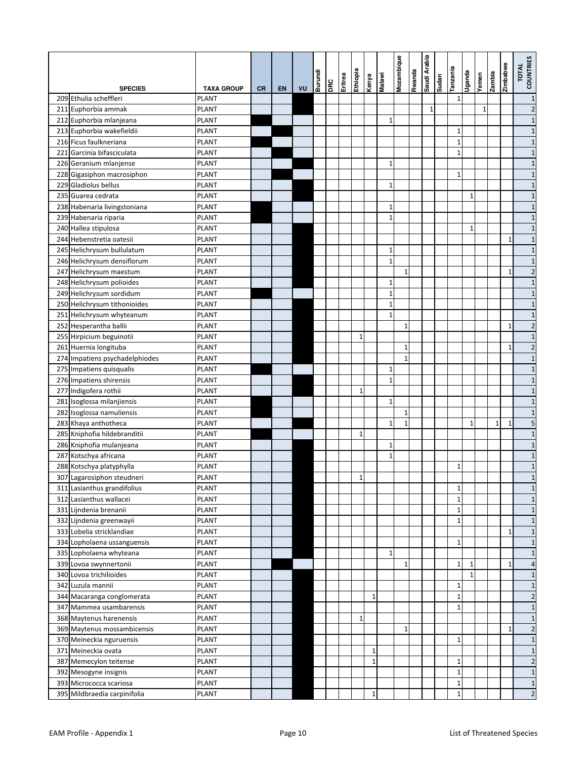| | SPECIES | TAXA GROUP | CR | EN | VU | Burundi | DRC | Eritrea | Ethiopia | Kenya | Malawi | Mozambique | Rwanda | Saudi Arabia | Sudan | Tanzania | Uganda | Yemen | Zambia | Zimbabwe | TOTAL COUNTRIES |
|---|---|---|---|---|---|---|---|---|---|---|---|---|---|---|---|---|---|---|---|---|---|
| 209 | Ethulia scheffleri | PLANT | | | X | | | | | | | | | | | 1 | | | | | 1 |
| 211 | Euphorbia ammak | PLANT | | | X | | | | | | | | | 1 | | | | 1 | | | 2 |
| 212 | Euphorbia mlanjeana | PLANT | X | | | | | | | | 1 | | | | | | | | | | 1 |
| 213 | Euphorbia wakefieldii | PLANT | | X | | | | | | | | | | | | 1 | | | | | 1 |
| 216 | Ficus faulkneriana | PLANT | X | | | | | | | | | | | | | 1 | | | | | 1 |
| 221 | Garcinia bifasciculata | PLANT | | X | | | | | | | | | | | | 1 | | | | | 1 |
| 226 | Geranium mlanjense | PLANT | | | X | | | | | | 1 | | | | | | | | | | 1 |
| 228 | Gigasiphon macrosiphon | PLANT | | X | | | | | | | | | | | | 1 | | | | | 1 |
| 229 | Gladiolus bellus | PLANT | | | X | | | | | | 1 | | | | | | | | | | 1 |
| 235 | Guarea cedrata | PLANT | | | X | | | | | | | | | | | | 1 | | | | 1 |
| 238 | Habenaria livingstoniana | PLANT | X | | | | | | | | 1 | | | | | | | | | | 1 |
| 239 | Habenaria riparia | PLANT | X | | | | | | | | 1 | | | | | | | | | | 1 |
| 240 | Hallea stipulosa | PLANT | | | X | | | | | | | | | | | | 1 | | | | 1 |
| 244 | Hebenstretia oatesii | PLANT | | | X | | | | | | | | | | | | | | | 1 | 1 |
| 245 | Helichrysum bullulatum | PLANT | | | X | | | | | | 1 | | | | | | | | | | 1 |
| 246 | Helichrysum densiflorum | PLANT | | | X | | | | | | 1 | | | | | | | | | | 1 |
| 247 | Helichrysum maestum | PLANT | | | X | | | | | | | 1 | | | | | | | | 1 | 2 |
| 248 | Helichrysum polioides | PLANT | | | X | | | | | | 1 | | | | | | | | | | 1 |
| 249 | Helichrysum sordidum | PLANT | X | | | | | | | | 1 | | | | | | | | | | 1 |
| 250 | Helichrysum tithonioides | PLANT | | | X | | | | | | 1 | | | | | | | | | | 1 |
| 251 | Helichrysum whyteanum | PLANT | | | X | | | | | | 1 | | | | | | | | | | 1 |
| 252 | Hesperantha ballii | PLANT | | | X | | | | | | | 1 | | | | | | | | 1 | 2 |
| 255 | Hirpicium beguinotii | PLANT | | | X | | | | 1 | | | | | | | | | | | | 1 |
| 261 | Huernia longituba | PLANT | | | X | | | | | | | 1 | | | | | | | | 1 | 2 |
| 274 | Impatiens psychadelphiodes | PLANT | | | X | | | | | | | 1 | | | | | | | | | 1 |
| 275 | Impatiens quisqualis | PLANT | X | | | | | | | | 1 | | | | | | | | | | 1 |
| 276 | Impatiens shirensis | PLANT | | | X | | | | | | 1 | | | | | | | | | | 1 |
| 277 | Indigofera rothii | PLANT | | | X | | | | 1 | | | | | | | | | | | | 1 |
| 281 | Isoglossa milanjiensis | PLANT | X | | | | | | | | 1 | | | | | | | | | | 1 |
| 282 | Isoglossa namuliensis | PLANT | X | | | | | | | | | 1 | | | | | | | | | 1 |
| 283 | Khaya anthotheca | PLANT | | | X | | | | | | 1 | 1 | | | | | 1 | | 1 | 1 | 5 |
| 285 | Kniphofia hildebranditii | PLANT | X | | | | | | 1 | | | | | | | | | | | | 1 |
| 286 | Kniphofia mulanjeana | PLANT | | | X | | | | | | 1 | | | | | | | | | | 1 |
| 287 | Kotschya africana | PLANT | | | X | | | | | | 1 | | | | | | | | | | 1 |
| 288 | Kotschya platyphylla | PLANT | | | X | | | | | | | | | | | 1 | | | | | 1 |
| 307 | Lagarosiphon steudneri | PLANT | | | X | | | | 1 | | | | | | | | | | | | 1 |
| 311 | Lasianthus grandifolius | PLANT | | | X | | | | | | | | | | | 1 | | | | | 1 |
| 312 | Lasianthus wallacei | PLANT | | | X | | | | | | | | | | | 1 | | | | | 1 |
| 331 | Lijndenia brenanii | PLANT | | | X | | | | | | | | | | | 1 | | | | | 1 |
| 332 | Lijndenia greenwayii | PLANT | | | X | | | | | | | | | | | 1 | | | | | 1 |
| 333 | Lobelia stricklandiae | PLANT | | | X | | | | | | | | | | | | | | | 1 | 1 |
| 334 | Lopholaena ussanguensis | PLANT | | | X | | | | | | | | | | | 1 | | | | | 1 |
| 335 | Lopholaena whyteana | PLANT | | | X | | | | | | 1 | | | | | | | | | | 1 |
| 339 | Lovoa swynnertonii | PLANT | | X | | | | | | | | 1 | | | | 1 | 1 | | | 1 | 4 |
| 340 | Lovoa trichilioides | PLANT | | | X | | | | | | | | | | | | 1 | | | | 1 |
| 342 | Luzula mannii | PLANT | | | X | | | | | | | | | | | 1 | | | | | 1 |
| 344 | Macaranga conglomerata | PLANT | | | X | | | | | 1 | | | | | | 1 | | | | | 2 |
| 347 | Mammea usambarensis | PLANT | | | X | | | | | | | | | | | 1 | | | | | 1 |
| 368 | Maytenus harenensis | PLANT | | | X | | | | 1 | | | | | | | | | | | | 1 |
| 369 | Maytenus mossambicensis | PLANT | | | X | | | | | | | 1 | | | | | | | | 1 | 2 |
| 370 | Meineckia nguruensis | PLANT | | | X | | | | | | | | | | | 1 | | | | | 1 |
| 371 | Meineckia ovata | PLANT | | | X | | | | | 1 | | | | | | | | | | | 1 |
| 387 | Memecylon teitense | PLANT | | | X | | | | | 1 | | | | | | 1 | | | | | 2 |
| 392 | Mesogyne insignis | PLANT | | | X | | | | | | | | | | | 1 | | | | | 1 |
| 393 | Micrococca scariosa | PLANT | | | X | | | | | | | | | | | 1 | | | | | 1 |
| 395 | Mildbraedia carpinifolia | PLANT | | | X | | | | | 1 | | | | | | 1 | | | | | 2 |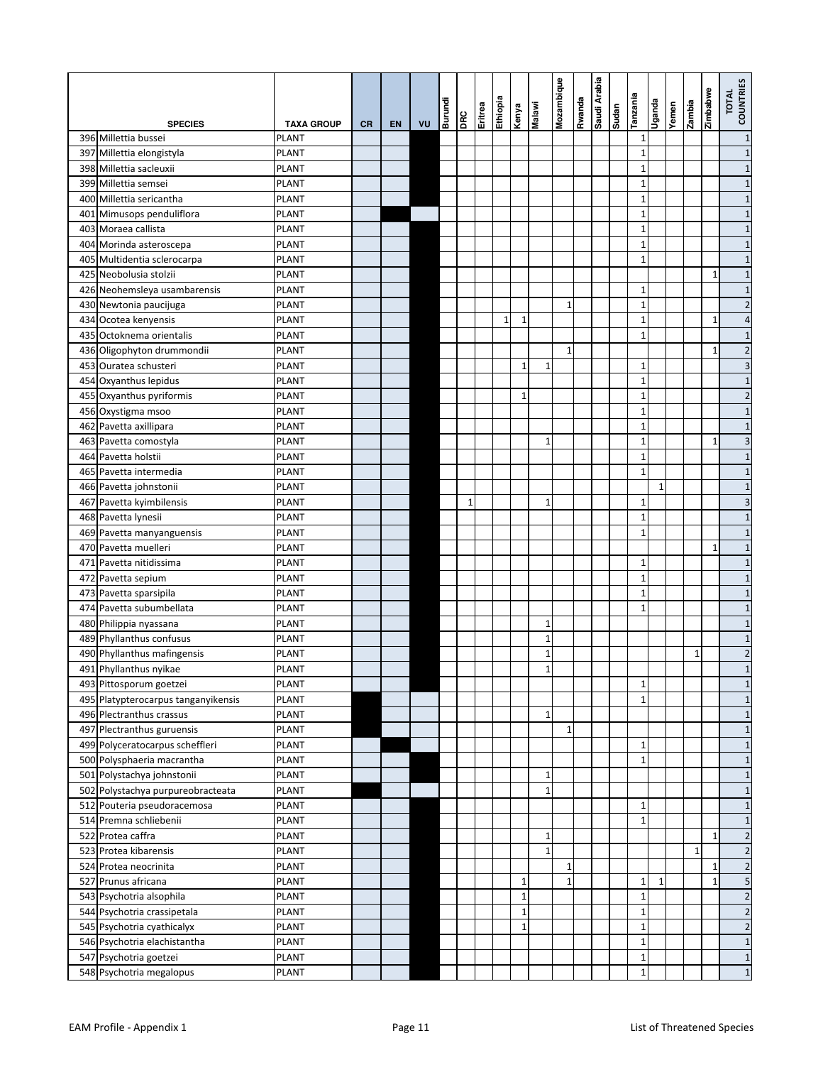| # | SPECIES | TAXA GROUP | CR | EN | VU | Burundi | DRC | Eritrea | Ethiopia | Kenya | Malawi | Mozambique | Rwanda | Saudi Arabia | Sudan | Tanzania | Uganda | Yemen | Zambia | Zimbabwe | TOTAL COUNTRIES |
|---|---|---|---|---|---|---|---|---|---|---|---|---|---|---|---|---|---|---|---|---|---|
| 396 | Millettia bussei | PLANT | | | X | | | | | | | | | | | 1 | | | | | 1 |
| 397 | Millettia elongistyla | PLANT | | | X | | | | | | | | | | | 1 | | | | | 1 |
| 398 | Millettia sacleuxii | PLANT | | | X | | | | | | | | | | | 1 | | | | | 1 |
| 399 | Millettia semsei | PLANT | | | X | | | | | | | | | | | 1 | | | | | 1 |
| 400 | Millettia sericantha | PLANT | | | X | | | | | | | | | | | 1 | | | | | 1 |
| 401 | Mimusops penduliflora | PLANT | | X | | | | | | | | | | | | 1 | | | | | 1 |
| 403 | Moraea callista | PLANT | | | X | | | | | | | | | | | 1 | | | | | 1 |
| 404 | Morinda asteroscepa | PLANT | | | X | | | | | | | | | | | 1 | | | | | 1 |
| 405 | Multidentia sclerocarpa | PLANT | | | X | | | | | | | | | | | 1 | | | | | 1 |
| 425 | Neobolusia stolzii | PLANT | | | X | | | | | | | | | | | | | | | 1 | 1 |
| 426 | Neohemsleya usambarensis | PLANT | | | X | | | | | | | | | | | 1 | | | | | 1 |
| 430 | Newtonia paucijuga | PLANT | | | X | | | | | | | 1 | | | | 1 | | | | | 2 |
| 434 | Ocotea kenyensis | PLANT | | | X | | | | 1 | 1 | | | | | | 1 | | | | 1 | 4 |
| 435 | Octoknema orientalis | PLANT | | | X | | | | | | | | | | | 1 | | | | | 1 |
| 436 | Oligophyton drummondii | PLANT | | | X | | | | | | | 1 | | | | | | | | 1 | 2 |
| 453 | Ouratea schusteri | PLANT | | | X | | | | | 1 | 1 | | | | | 1 | | | | | 3 |
| 454 | Oxyanthus lepidus | PLANT | | | X | | | | | | | | | | | 1 | | | | | 1 |
| 455 | Oxyanthus pyriformis | PLANT | | | X | | | | | 1 | | | | | | 1 | | | | | 2 |
| 456 | Oxystigma msoo | PLANT | | | X | | | | | | | | | | | 1 | | | | | 1 |
| 462 | Pavetta axillipara | PLANT | | | X | | | | | | | | | | | 1 | | | | | 1 |
| 463 | Pavetta comostyla | PLANT | | | X | | | | | | 1 | | | | | 1 | | | | 1 | 3 |
| 464 | Pavetta holstii | PLANT | | | X | | | | | | | | | | | 1 | | | | | 1 |
| 465 | Pavetta intermedia | PLANT | | | X | | | | | | | | | | | 1 | | | | | 1 |
| 466 | Pavetta johnstonii | PLANT | | | X | | | | | | | | | | | | 1 | | | | 1 |
| 467 | Pavetta kyimbilensis | PLANT | | | X | | 1 | | | | 1 | | | | | 1 | | | | | 3 |
| 468 | Pavetta lynesii | PLANT | | | X | | | | | | | | | | | 1 | | | | | 1 |
| 469 | Pavetta manyanguensis | PLANT | | | X | | | | | | | | | | | 1 | | | | | 1 |
| 470 | Pavetta muelleri | PLANT | | | X | | | | | | | | | | | | | | | 1 | 1 |
| 471 | Pavetta nitidissima | PLANT | | | X | | | | | | | | | | | 1 | | | | | 1 |
| 472 | Pavetta sepium | PLANT | | | X | | | | | | | | | | | 1 | | | | | 1 |
| 473 | Pavetta sparsipila | PLANT | | | X | | | | | | | | | | | 1 | | | | | 1 |
| 474 | Pavetta subumbellata | PLANT | | | X | | | | | | | | | | | 1 | | | | | 1 |
| 480 | Philippia nyassana | PLANT | | | X | | | | | | 1 | | | | | | | | | | 1 |
| 489 | Phyllanthus confusus | PLANT | | | X | | | | | | 1 | | | | | | | | | | 1 |
| 490 | Phyllanthus mafingensis | PLANT | | | X | | | | | | 1 | | | | | | | | 1 | | 2 |
| 491 | Phyllanthus nyikae | PLANT | | | X | | | | | | 1 | | | | | | | | | | 1 |
| 493 | Pittosporum goetzei | PLANT | | | X | | | | | | | | | | | 1 | | | | | 1 |
| 495 | Platypterocarpus tanganyikensis | PLANT | X | | | | | | | | | | | | | 1 | | | | | 1 |
| 496 | Plectranthus crassus | PLANT | X | | | | | | | | 1 | | | | | | | | | | 1 |
| 497 | Plectranthus guruensis | PLANT | X | | | | | | | | | 1 | | | | | | | | | 1 |
| 499 | Polyceratocarpus scheffleri | PLANT | | X | | | | | | | | | | | | 1 | | | | | 1 |
| 500 | Polysphaeria macrantha | PLANT | | | X | | | | | | | | | | | 1 | | | | | 1 |
| 501 | Polystachya johnstonii | PLANT | | | X | | | | | | 1 | | | | | | | | | | 1 |
| 502 | Polystachya purpureobracteata | PLANT | X | | | | | | | | 1 | | | | | | | | | | 1 |
| 512 | Pouteria pseudoracemosa | PLANT | | | X | | | | | | | | | | | 1 | | | | | 1 |
| 514 | Premna schliebenii | PLANT | | | X | | | | | | | | | | | 1 | | | | | 1 |
| 522 | Protea caffra | PLANT | | | X | | | | | | 1 | | | | | | | | | 1 | 2 |
| 523 | Protea kibarensis | PLANT | | | X | | | | | | 1 | | | | | | | | 1 | | 2 |
| 524 | Protea neocrinita | PLANT | | | X | | | | | | | 1 | | | | | | | | 1 | 2 |
| 527 | Prunus africana | PLANT | | | X | | | | | 1 | | 1 | | | | 1 | 1 | | | 1 | 5 |
| 543 | Psychotria alsophila | PLANT | | | X | | | | | 1 | | | | | | 1 | | | | | 2 |
| 544 | Psychotria crassipetala | PLANT | | | X | | | | | 1 | | | | | | 1 | | | | | 2 |
| 545 | Psychotria cyathicalyx | PLANT | | | X | | | | | 1 | | | | | | 1 | | | | | 2 |
| 546 | Psychotria elachistantha | PLANT | | | X | | | | | | | | | | | 1 | | | | | 1 |
| 547 | Psychotria goetzei | PLANT | | | X | | | | | | | | | | | 1 | | | | | 1 |
| 548 | Psychotria megalopus | PLANT | | | X | | | | | | | | | | | 1 | | | | | 1 |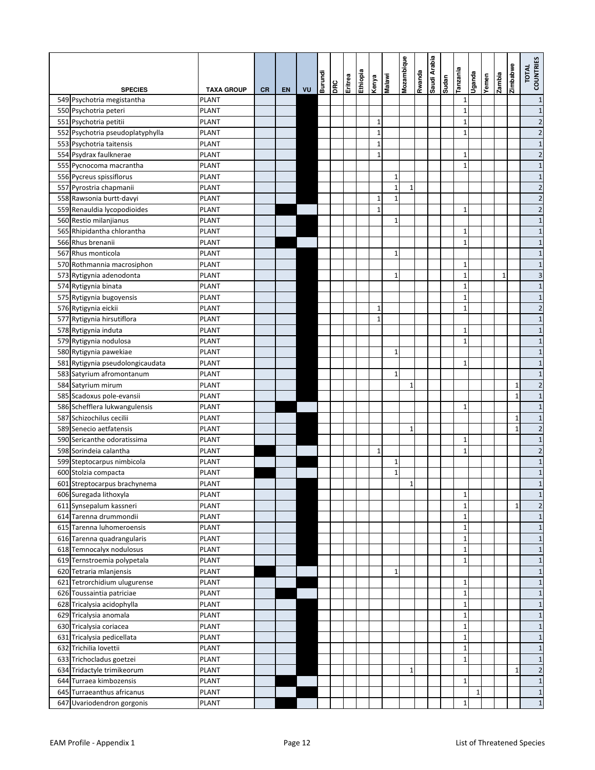| | SPECIES | TAXA GROUP | CR | EN | VU | Burundi | DRC | Eritrea | Ethiopia | Kenya | Malawi | Mozambique | Rwanda | Saudi Arabia | Sudan | Tanzania | Uganda | Yemen | Zambia | Zimbabwe | TOTAL COUNTRIES |
|---|---|---|---|---|---|---|---|---|---|---|---|---|---|---|---|---|---|---|---|---|---|
| 549 | Psychotria megistantha | PLANT | | | X | | | | | | | | | | | 1 | | | | | 1 |
| 550 | Psychotria peteri | PLANT | | | X | | | | | | | | | | | 1 | | | | | 1 |
| 551 | Psychotria petitii | PLANT | | | X | | | | | 1 | | | | | | 1 | | | | | 2 |
| 552 | Psychotria pseudoplatyphylla | PLANT | | | X | | | | | 1 | | | | | | 1 | | | | | 2 |
| 553 | Psychotria taitensis | PLANT | | | X | | | | | 1 | | | | | | | | | | | 1 |
| 554 | Psydrax faulknerae | PLANT | | | X | | | | | 1 | | | | | | 1 | | | | | 2 |
| 555 | Pycnocoma macrantha | PLANT | | | X | | | | | | | | | | | 1 | | | | | 1 |
| 556 | Pycreus spissiflorus | PLANT | | | X | | | | | | 1 | | | | | | | | | | 1 |
| 557 | Pyrostria chapmanii | PLANT | | | X | | | | | | 1 | 1 | | | | | | | | | 2 |
| 558 | Rawsonia burtt-davyi | PLANT | | | X | | | | | 1 | 1 | | | | | | | | | | 2 |
| 559 | Renauldia lycopodioides | PLANT | | X | | | | | | 1 | | | | | | 1 | | | | | 2 |
| 560 | Restio milanjianus | PLANT | | | X | | | | | | 1 | | | | | | | | | | 1 |
| 565 | Rhipidantha chlorantha | PLANT | | | X | | | | | | | | | | | 1 | | | | | 1 |
| 566 | Rhus brenanii | PLANT | | X | | | | | | | | | | | | 1 | | | | | 1 |
| 567 | Rhus monticola | PLANT | | | X | | | | | | 1 | | | | | | | | | | 1 |
| 570 | Rothmannia macrosiphon | PLANT | | | X | | | | | | | | | | | 1 | | | | | 1 |
| 573 | Rytigynia adenodonta | PLANT | | | X | | | | | | 1 | | | | | 1 | | | 1 | | 3 |
| 574 | Rytigynia binata | PLANT | | | X | | | | | | | | | | | 1 | | | | | 1 |
| 575 | Rytigynia bugoyensis | PLANT | | | X | | | | | | | | | | | 1 | | | | | 1 |
| 576 | Rytigynia eickii | PLANT | | | X | | | | | 1 | | | | | | 1 | | | | | 2 |
| 577 | Rytigynia hirsutiflora | PLANT | | | X | | | | | 1 | | | | | | | | | | | 1 |
| 578 | Rytigynia induta | PLANT | | | X | | | | | | | | | | | 1 | | | | | 1 |
| 579 | Rytigynia nodulosa | PLANT | | | X | | | | | | | | | | | 1 | | | | | 1 |
| 580 | Rytigynia pawekiae | PLANT | | | X | | | | | | 1 | | | | | | | | | | 1 |
| 581 | Rytigynia pseudolongicaudata | PLANT | | | X | | | | | | | | | | | 1 | | | | | 1 |
| 583 | Satyrium afromontanum | PLANT | | | X | | | | | | 1 | | | | | | | | | | 1 |
| 584 | Satyrium mirum | PLANT | | | X | | | | | | | 1 | | | | | | | | 1 | 2 |
| 585 | Scadoxus pole-evansii | PLANT | | | X | | | | | | | | | | | | | | | 1 | 1 |
| 586 | Schefflera lukwangulensis | PLANT | | X | | | | | | | | | | | | 1 | | | | | 1 |
| 587 | Schizochilus cecilii | PLANT | | | X | | | | | | | | | | | | | | | 1 | 1 |
| 589 | Senecio aetfatensis | PLANT | | | X | | | | | | | 1 | | | | | | | | 1 | 2 |
| 590 | Sericanthe odoratissima | PLANT | | | X | | | | | | | | | | | 1 | | | | | 1 |
| 598 | Sorindeia calantha | PLANT | X | | | | | | | 1 | | | | | | 1 | | | | | 2 |
| 599 | Steptocarpus nimbicola | PLANT | | | X | | | | | | 1 | | | | | | | | | | 1 |
| 600 | Stolzia compacta | PLANT | X | | | | | | | | 1 | | | | | | | | | | 1 |
| 601 | Streptocarpus brachynema | PLANT | | | X | | | | | | | 1 | | | | | | | | | 1 |
| 606 | Suregada lithoxyla | PLANT | | | X | | | | | | | | | | | 1 | | | | | 1 |
| 611 | Synsepalum kassneri | PLANT | | | X | | | | | | | | | | | 1 | | | | 1 | 2 |
| 614 | Tarenna drummondii | PLANT | | | X | | | | | | | | | | | 1 | | | | | 1 |
| 615 | Tarenna luhomeroensis | PLANT | | | X | | | | | | | | | | | 1 | | | | | 1 |
| 616 | Tarenna quadrangularis | PLANT | | | X | | | | | | | | | | | 1 | | | | | 1 |
| 618 | Temnocalyx nodulosus | PLANT | | | X | | | | | | | | | | | 1 | | | | | 1 |
| 619 | Ternstroemia polypetala | PLANT | | | X | | | | | | | | | | | 1 | | | | | 1 |
| 620 | Tetraria mlanjensis | PLANT | X | | | | | | | | 1 | | | | | | | | | | 1 |
| 621 | Tetrorchidium ulugurense | PLANT | | | X | | | | | | | | | | | 1 | | | | | 1 |
| 626 | Toussaintia patriciae | PLANT | | X | | | | | | | | | | | | 1 | | | | | 1 |
| 628 | Tricalysia acidophylla | PLANT | | | X | | | | | | | | | | | 1 | | | | | 1 |
| 629 | Tricalysia anomala | PLANT | | | X | | | | | | | | | | | 1 | | | | | 1 |
| 630 | Tricalysia coriacea | PLANT | | | X | | | | | | | | | | | 1 | | | | | 1 |
| 631 | Tricalysia pedicellata | PLANT | | | X | | | | | | | | | | | 1 | | | | | 1 |
| 632 | Trichilia lovettii | PLANT | | | X | | | | | | | | | | | 1 | | | | | 1 |
| 633 | Trichocladus goetzei | PLANT | | | X | | | | | | | | | | | 1 | | | | | 1 |
| 634 | Tridactyle trimikeorum | PLANT | | | X | | | | | | | 1 | | | | | | | | 1 | 2 |
| 644 | Turraea kimbozensis | PLANT | | X | | | | | | | | | | | | 1 | | | | | 1 |
| 645 | Turraeanthus africanus | PLANT | | | X | | | | | | | | | | | | 1 | | | | 1 |
| 647 | Uvariodendron gorgonis | PLANT | | X | | | | | | | | | | | | 1 | | | | | 1 |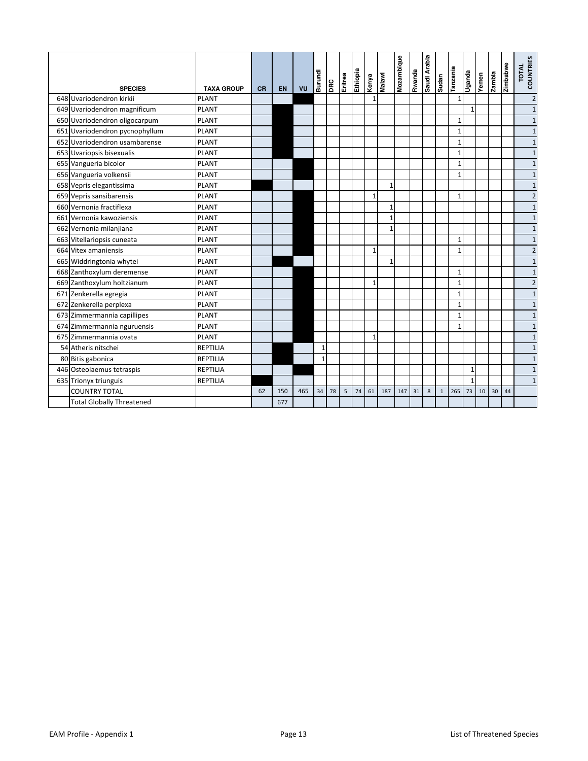| | SPECIES | TAXA GROUP | CR | EN | VU | Burundi | DRC | Eritrea | Ethiopia | Kenya | Malawi | Mozambique | Rwanda | Saudi Arabia | Sudan | Tanzania | Uganda | Yemen | Zambia | Zimbabwe | TOTAL COUNTRIES |
|---|---|---|---|---|---|---|---|---|---|---|---|---|---|---|---|---|---|---|---|---|---|
| 648 | Uvariodendron kirkii | PLANT | | | ■ | | | | | 1 | | | | | | 1 | | | | | 2 |
| 649 | Uvariodendron magnificum | PLANT | | ■ | | | | | | | | | | | | | 1 | | | | 1 |
| 650 | Uvariodendron oligocarpum | PLANT | | ■ | | | | | | | | | | | | 1 | | | | | 1 |
| 651 | Uvariodendron pycnophyllum | PLANT | | ■ | | | | | | | | | | | | 1 | | | | | 1 |
| 652 | Uvariodendron usambarense | PLANT | | ■ | | | | | | | | | | | | 1 | | | | | 1 |
| 653 | Uvariopsis bisexualis | PLANT | | ■ | | | | | | | | | | | | 1 | | | | | 1 |
| 655 | Vangueria bicolor | PLANT | | | ■ | | | | | | | | | | | 1 | | | | | 1 |
| 656 | Vangueria volkensii | PLANT | | | ■ | | | | | | | | | | | 1 | | | | | 1 |
| 658 | Vepris elegantissima | PLANT | ■ | | | | | | | | 1 | | | | | | | | | | 1 |
| 659 | Vepris sansibarensis | PLANT | | | ■ | | | | | 1 | | | | | | 1 | | | | | 2 |
| 660 | Vernonia fractiflexa | PLANT | | | ■ | | | | | | 1 | | | | | | | | | | 1 |
| 661 | Vernonia kawoziensis | PLANT | | | ■ | | | | | | 1 | | | | | | | | | | 1 |
| 662 | Vernonia milanjiana | PLANT | | | ■ | | | | | | 1 | | | | | | | | | | 1 |
| 663 | Vitellariopsis cuneata | PLANT | | | ■ | | | | | | | | | | | 1 | | | | | 1 |
| 664 | Vitex amaniensis | PLANT | | | ■ | | | | | 1 | | | | | | 1 | | | | | 2 |
| 665 | Widdringtonia whytei | PLANT | | ■ | | | | | | | 1 | | | | | | | | | | 1 |
| 668 | Zanthoxylum deremense | PLANT | | | ■ | | | | | | | | | | | 1 | | | | | 1 |
| 669 | Zanthoxylum holtzianum | PLANT | | | ■ | | | | | 1 | | | | | | 1 | | | | | 2 |
| 671 | Zenkerella egregia | PLANT | | | ■ | | | | | | | | | | | 1 | | | | | 1 |
| 672 | Zenkerella perplexa | PLANT | | | ■ | | | | | | | | | | | 1 | | | | | 1 |
| 673 | Zimmermannia capillipes | PLANT | | | ■ | | | | | | | | | | | 1 | | | | | 1 |
| 674 | Zimmermannia nguruensis | PLANT | | | ■ | | | | | | | | | | | 1 | | | | | 1 |
| 675 | Zimmermannia ovata | PLANT | | | ■ | | | | | 1 | | | | | | | | | | | 1 |
| 54 | Atheris nitschei | REPTILIA | | ■ | | 1 | | | | | | | | | | | | | | | 1 |
| 80 | Bitis gabonica | REPTILIA | | ■ | | 1 | | | | | | | | | | | | | | | 1 |
| 446 | Osteolaemus tetraspis | REPTILIA | | | ■ | | | | | | | | | | | | 1 | | | | 1 |
| 635 | Trionyx triunguis | REPTILIA | ■ | | | | | | | | | | | | | | 1 | | | | 1 |
| | COUNTRY TOTAL | | 62 | 150 | 465 | 34 | 78 | 5 | 74 | 61 | 187 | 147 | 31 | 8 | 1 | 265 | 73 | 10 | 30 | 44 | |
| | Total Globally Threatened | | | 677 | | | | | | | | | | | | | | | | | |